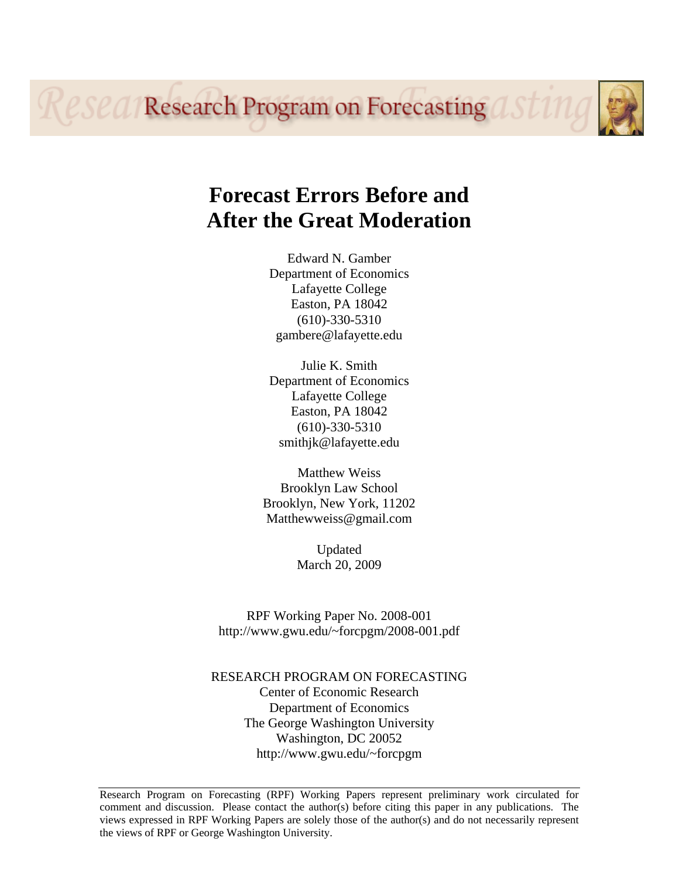Research Program on Forecasting

# Forecast Errors Before and After the Great Moderation

Edward N. Gamber
Department of Economics
Lafayette College
Easton, PA 18042
(610)-330-5310
gambere@lafayette.edu

Julie K. Smith
Department of Economics
Lafayette College
Easton, PA 18042
(610)-330-5310
smithjk@lafayette.edu

Matthew Weiss
Brooklyn Law School
Brooklyn, New York, 11202
Matthewweiss@gmail.com

Updated
March 20, 2009

RPF Working Paper No. 2008-001
http://www.gwu.edu/~forcpgm/2008-001.pdf

RESEARCH PROGRAM ON FORECASTING
Center of Economic Research
Department of Economics
The George Washington University
Washington, DC 20052
http://www.gwu.edu/~forcpgm

---

Research Program on Forecasting (RPF) Working Papers represent preliminary work circulated for comment and discussion. Please contact the author(s) before citing this paper in any publications. The views expressed in RPF Working Papers are solely those of the author(s) and do not necessarily represent the views of RPF or George Washington University.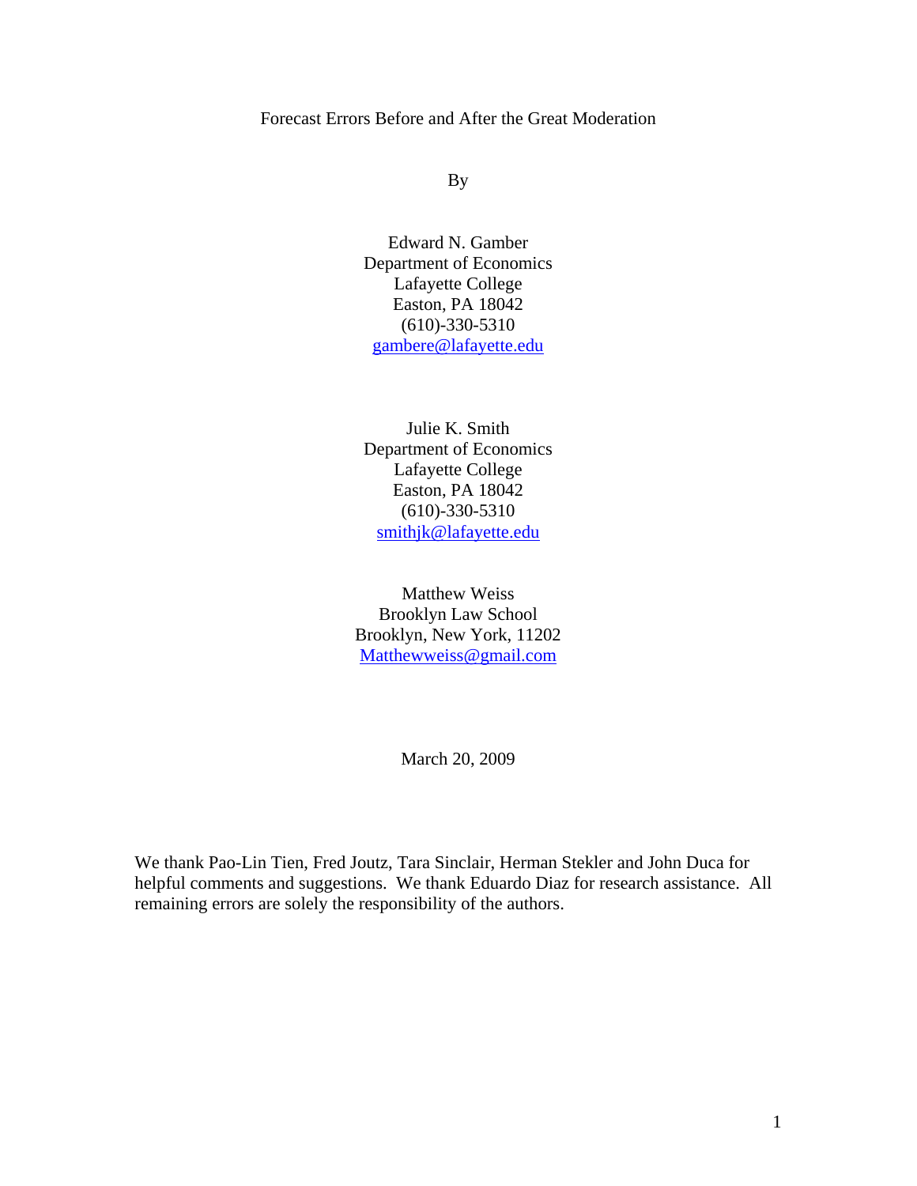# Forecast Errors Before and After the Great Moderation

By

Edward N. Gamber
Department of Economics
Lafayette College
Easton, PA 18042
(610)-330-5310
gambere@lafayette.edu

Julie K. Smith
Department of Economics
Lafayette College
Easton, PA 18042
(610)-330-5310
smithjk@lafayette.edu

Matthew Weiss
Brooklyn Law School
Brooklyn, New York, 11202
Matthewweiss@gmail.com

March 20, 2009

We thank Pao-Lin Tien, Fred Joutz, Tara Sinclair, Herman Stekler and John Duca for helpful comments and suggestions. We thank Eduardo Diaz for research assistance. All remaining errors are solely the responsibility of the authors.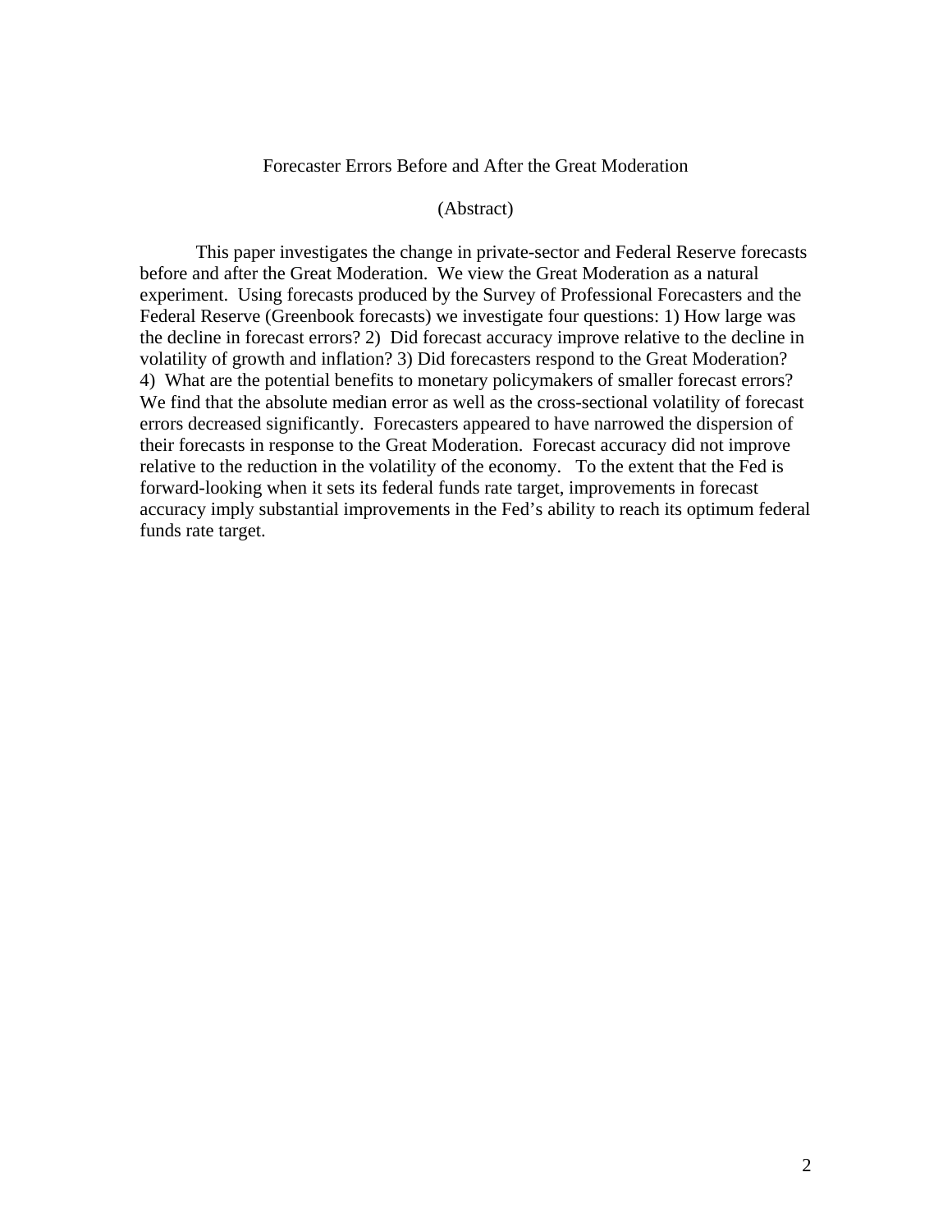# Forecaster Errors Before and After the Great Moderation

(Abstract)

This paper investigates the change in private-sector and Federal Reserve forecasts before and after the Great Moderation. We view the Great Moderation as a natural experiment. Using forecasts produced by the Survey of Professional Forecasters and the Federal Reserve (Greenbook forecasts) we investigate four questions: 1) How large was the decline in forecast errors? 2) Did forecast accuracy improve relative to the decline in volatility of growth and inflation? 3) Did forecasters respond to the Great Moderation? 4) What are the potential benefits to monetary policymakers of smaller forecast errors? We find that the absolute median error as well as the cross-sectional volatility of forecast errors decreased significantly. Forecasters appeared to have narrowed the dispersion of their forecasts in response to the Great Moderation. Forecast accuracy did not improve relative to the reduction in the volatility of the economy. To the extent that the Fed is forward-looking when it sets its federal funds rate target, improvements in forecast accuracy imply substantial improvements in the Fed's ability to reach its optimum federal funds rate target.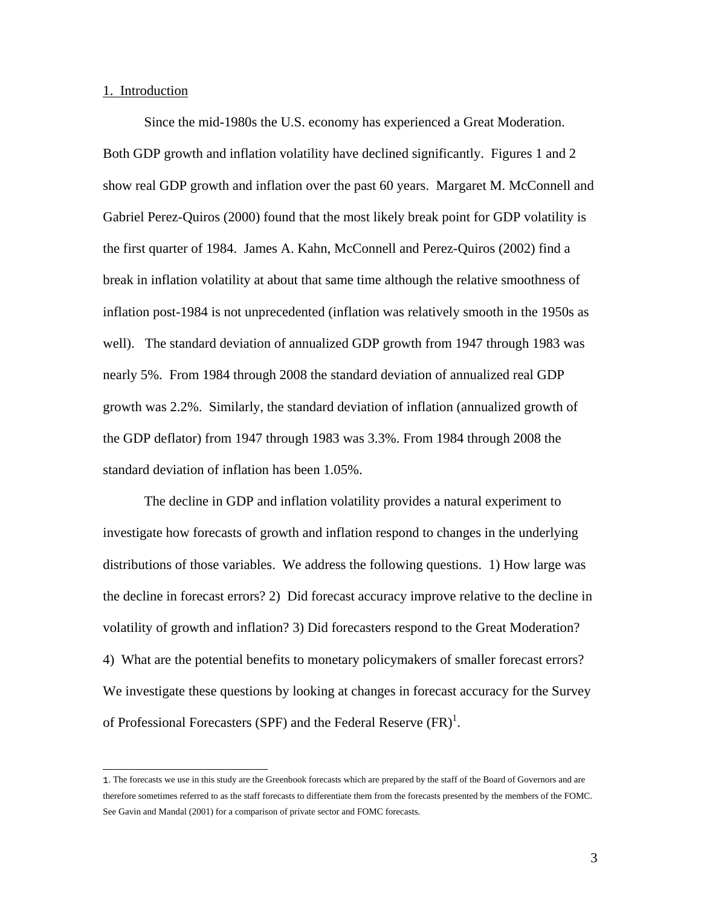## 1. Introduction

Since the mid-1980s the U.S. economy has experienced a Great Moderation. Both GDP growth and inflation volatility have declined significantly. Figures 1 and 2 show real GDP growth and inflation over the past 60 years. Margaret M. McConnell and Gabriel Perez-Quiros (2000) found that the most likely break point for GDP volatility is the first quarter of 1984. James A. Kahn, McConnell and Perez-Quiros (2002) find a break in inflation volatility at about that same time although the relative smoothness of inflation post-1984 is not unprecedented (inflation was relatively smooth in the 1950s as well). The standard deviation of annualized GDP growth from 1947 through 1983 was nearly 5%. From 1984 through 2008 the standard deviation of annualized real GDP growth was 2.2%. Similarly, the standard deviation of inflation (annualized growth of the GDP deflator) from 1947 through 1983 was 3.3%. From 1984 through 2008 the standard deviation of inflation has been 1.05%.

The decline in GDP and inflation volatility provides a natural experiment to investigate how forecasts of growth and inflation respond to changes in the underlying distributions of those variables. We address the following questions. 1) How large was the decline in forecast errors? 2) Did forecast accuracy improve relative to the decline in volatility of growth and inflation? 3) Did forecasters respond to the Great Moderation? 4) What are the potential benefits to monetary policymakers of smaller forecast errors? We investigate these questions by looking at changes in forecast accuracy for the Survey of Professional Forecasters (SPF) and the Federal Reserve (FR)[1].

---

1. The forecasts we use in this study are the Greenbook forecasts which are prepared by the staff of the Board of Governors and are therefore sometimes referred to as the staff forecasts to differentiate them from the forecasts presented by the members of the FOMC. See Gavin and Mandal (2001) for a comparison of private sector and FOMC forecasts.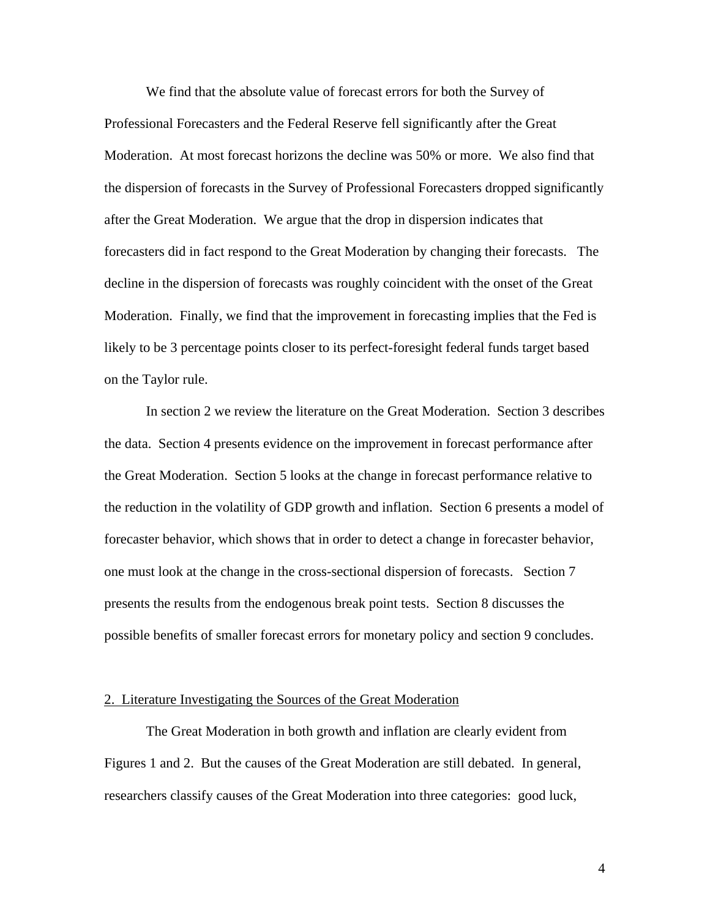We find that the absolute value of forecast errors for both the Survey of Professional Forecasters and the Federal Reserve fell significantly after the Great Moderation. At most forecast horizons the decline was 50% or more. We also find that the dispersion of forecasts in the Survey of Professional Forecasters dropped significantly after the Great Moderation. We argue that the drop in dispersion indicates that forecasters did in fact respond to the Great Moderation by changing their forecasts. The decline in the dispersion of forecasts was roughly coincident with the onset of the Great Moderation. Finally, we find that the improvement in forecasting implies that the Fed is likely to be 3 percentage points closer to its perfect-foresight federal funds target based on the Taylor rule.

In section 2 we review the literature on the Great Moderation. Section 3 describes the data. Section 4 presents evidence on the improvement in forecast performance after the Great Moderation. Section 5 looks at the change in forecast performance relative to the reduction in the volatility of GDP growth and inflation. Section 6 presents a model of forecaster behavior, which shows that in order to detect a change in forecaster behavior, one must look at the change in the cross-sectional dispersion of forecasts. Section 7 presents the results from the endogenous break point tests. Section 8 discusses the possible benefits of smaller forecast errors for monetary policy and section 9 concludes.

## 2. Literature Investigating the Sources of the Great Moderation

The Great Moderation in both growth and inflation are clearly evident from Figures 1 and 2. But the causes of the Great Moderation are still debated. In general, researchers classify causes of the Great Moderation into three categories: good luck,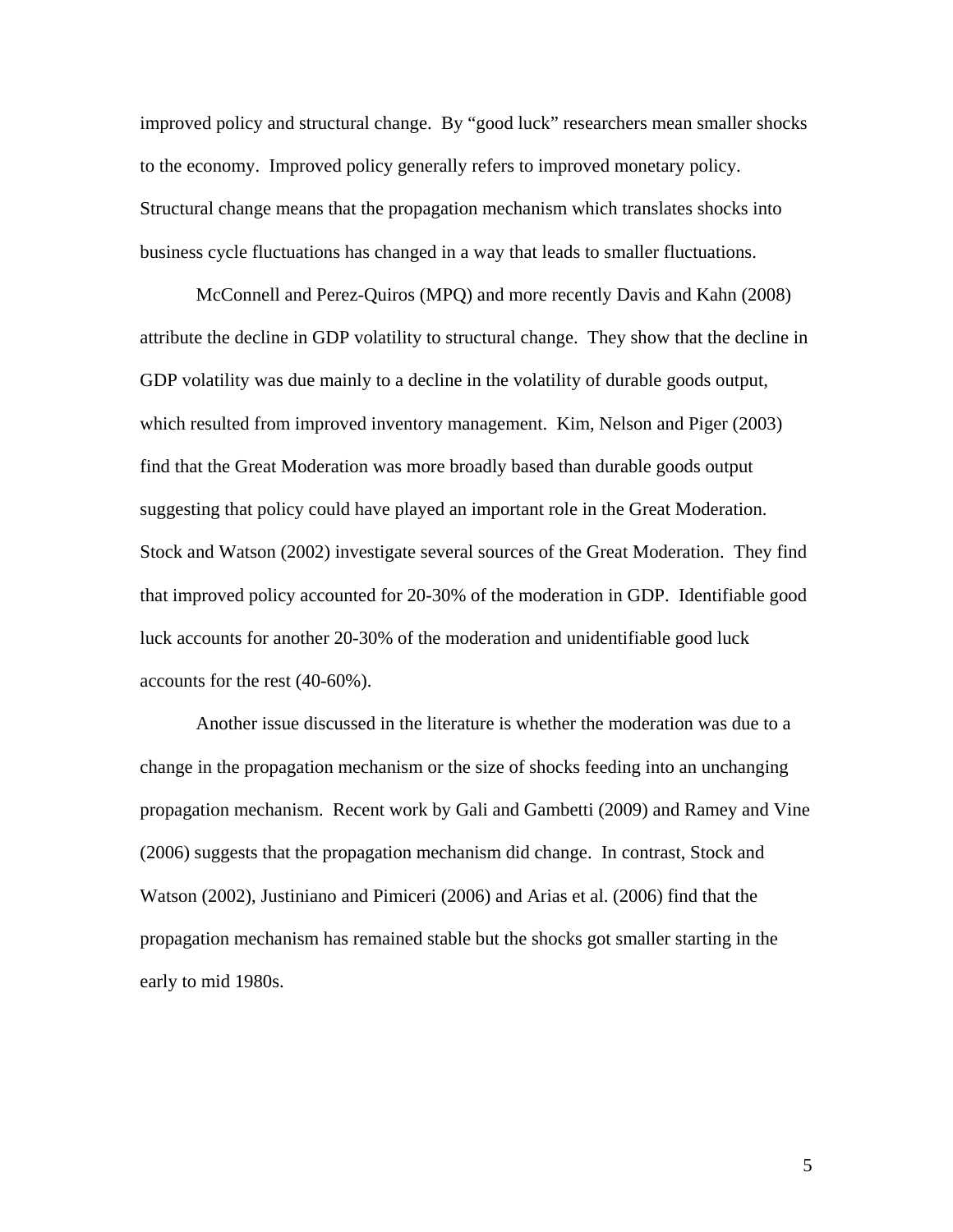improved policy and structural change. By "good luck" researchers mean smaller shocks to the economy. Improved policy generally refers to improved monetary policy. Structural change means that the propagation mechanism which translates shocks into business cycle fluctuations has changed in a way that leads to smaller fluctuations.

McConnell and Perez-Quiros (MPQ) and more recently Davis and Kahn (2008) attribute the decline in GDP volatility to structural change. They show that the decline in GDP volatility was due mainly to a decline in the volatility of durable goods output, which resulted from improved inventory management. Kim, Nelson and Piger (2003) find that the Great Moderation was more broadly based than durable goods output suggesting that policy could have played an important role in the Great Moderation. Stock and Watson (2002) investigate several sources of the Great Moderation. They find that improved policy accounted for 20-30% of the moderation in GDP. Identifiable good luck accounts for another 20-30% of the moderation and unidentifiable good luck accounts for the rest (40-60%).

Another issue discussed in the literature is whether the moderation was due to a change in the propagation mechanism or the size of shocks feeding into an unchanging propagation mechanism. Recent work by Gali and Gambetti (2009) and Ramey and Vine (2006) suggests that the propagation mechanism did change. In contrast, Stock and Watson (2002), Justiniano and Pimiceri (2006) and Arias et al. (2006) find that the propagation mechanism has remained stable but the shocks got smaller starting in the early to mid 1980s.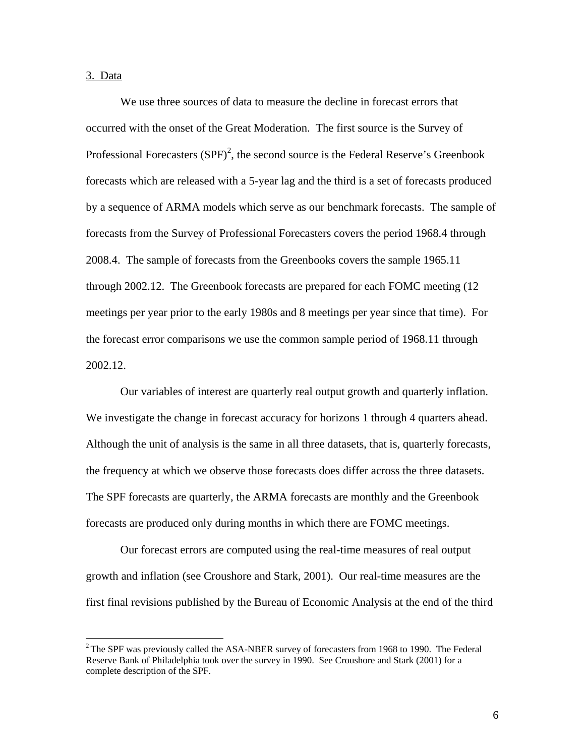3. Data

We use three sources of data to measure the decline in forecast errors that occurred with the onset of the Great Moderation. The first source is the Survey of Professional Forecasters (SPF)[2], the second source is the Federal Reserve's Greenbook forecasts which are released with a 5-year lag and the third is a set of forecasts produced by a sequence of ARMA models which serve as our benchmark forecasts. The sample of forecasts from the Survey of Professional Forecasters covers the period 1968.4 through 2008.4. The sample of forecasts from the Greenbooks covers the sample 1965.11 through 2002.12. The Greenbook forecasts are prepared for each FOMC meeting (12 meetings per year prior to the early 1980s and 8 meetings per year since that time). For the forecast error comparisons we use the common sample period of 1968.11 through 2002.12.

Our variables of interest are quarterly real output growth and quarterly inflation. We investigate the change in forecast accuracy for horizons 1 through 4 quarters ahead. Although the unit of analysis is the same in all three datasets, that is, quarterly forecasts, the frequency at which we observe those forecasts does differ across the three datasets. The SPF forecasts are quarterly, the ARMA forecasts are monthly and the Greenbook forecasts are produced only during months in which there are FOMC meetings.

Our forecast errors are computed using the real-time measures of real output growth and inflation (see Croushore and Stark, 2001). Our real-time measures are the first final revisions published by the Bureau of Economic Analysis at the end of the third

[2] The SPF was previously called the ASA-NBER survey of forecasters from 1968 to 1990. The Federal Reserve Bank of Philadelphia took over the survey in 1990. See Croushore and Stark (2001) for a complete description of the SPF.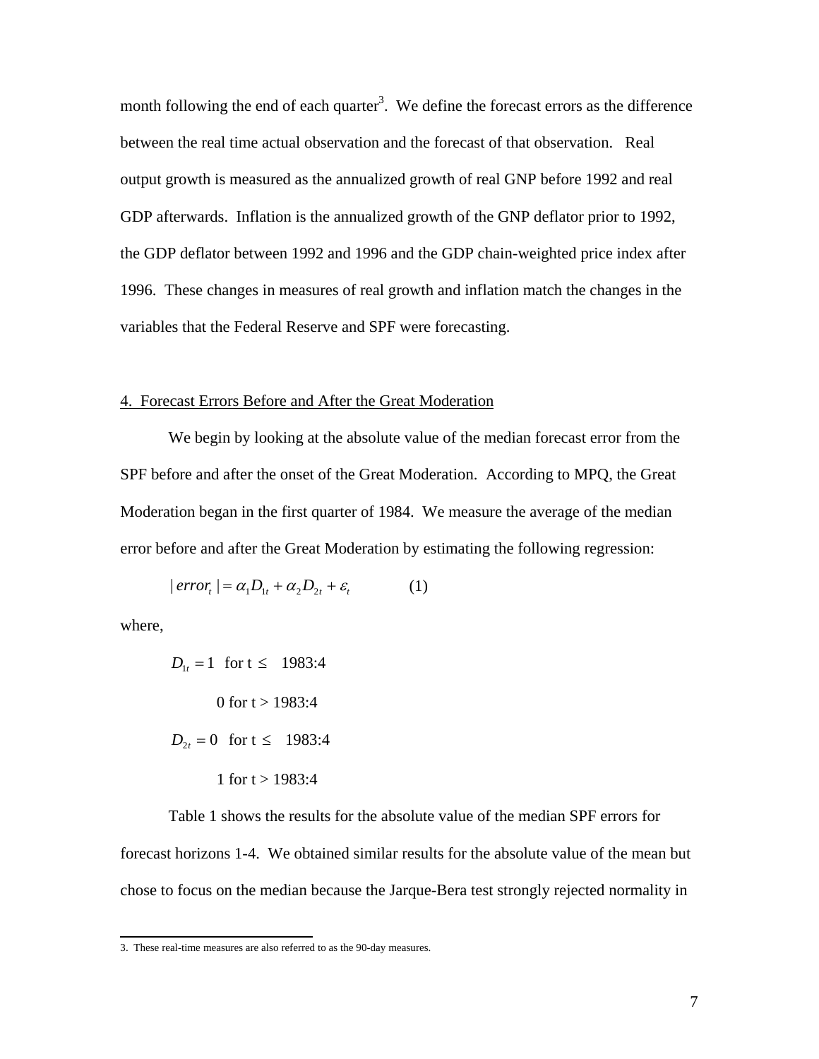month following the end of each quarter[3]. We define the forecast errors as the difference between the real time actual observation and the forecast of that observation. Real output growth is measured as the annualized growth of real GNP before 1992 and real GDP afterwards. Inflation is the annualized growth of the GNP deflator prior to 1992, the GDP deflator between 1992 and 1996 and the GDP chain-weighted price index after 1996. These changes in measures of real growth and inflation match the changes in the variables that the Federal Reserve and SPF were forecasting.

## 4. Forecast Errors Before and After the Great Moderation

We begin by looking at the absolute value of the median forecast error from the SPF before and after the onset of the Great Moderation. According to MPQ, the Great Moderation began in the first quarter of 1984. We measure the average of the median error before and after the Great Moderation by estimating the following regression:

$$|error_t| = \alpha_1 D_{1t} + \alpha_2 D_{2t} + \varepsilon_t \qquad (1)$$

where,

$D_{1t} = 1$ for t ≤ 1983:4

0 for t > 1983:4

$D_{2t} = 0$ for t ≤ 1983:4

1 for t > 1983:4

Table 1 shows the results for the absolute value of the median SPF errors for forecast horizons 1-4. We obtained similar results for the absolute value of the mean but chose to focus on the median because the Jarque-Bera test strongly rejected normality in

---

3. These real-time measures are also referred to as the 90-day measures.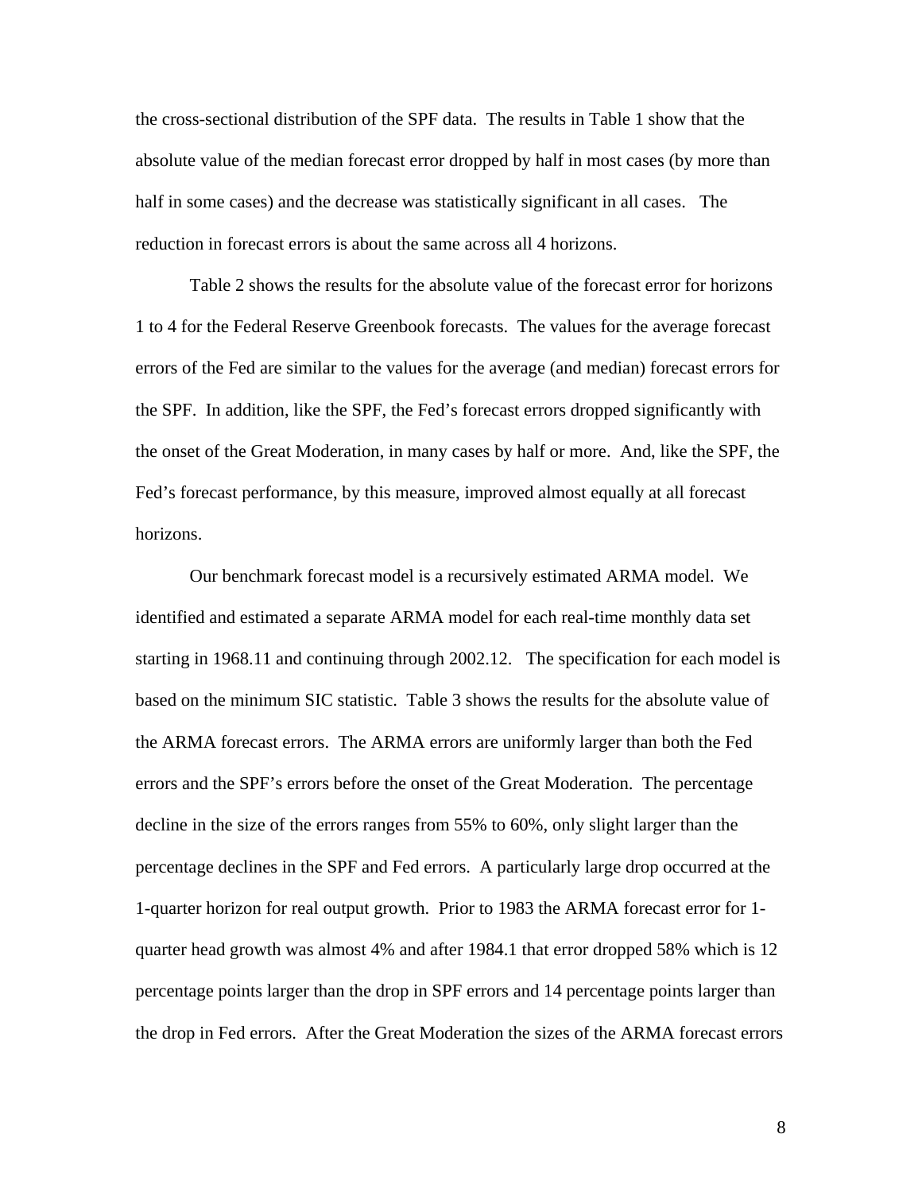the cross-sectional distribution of the SPF data. The results in Table 1 show that the absolute value of the median forecast error dropped by half in most cases (by more than half in some cases) and the decrease was statistically significant in all cases. The reduction in forecast errors is about the same across all 4 horizons.

Table 2 shows the results for the absolute value of the forecast error for horizons 1 to 4 for the Federal Reserve Greenbook forecasts. The values for the average forecast errors of the Fed are similar to the values for the average (and median) forecast errors for the SPF. In addition, like the SPF, the Fed's forecast errors dropped significantly with the onset of the Great Moderation, in many cases by half or more. And, like the SPF, the Fed's forecast performance, by this measure, improved almost equally at all forecast horizons.

Our benchmark forecast model is a recursively estimated ARMA model. We identified and estimated a separate ARMA model for each real-time monthly data set starting in 1968.11 and continuing through 2002.12. The specification for each model is based on the minimum SIC statistic. Table 3 shows the results for the absolute value of the ARMA forecast errors. The ARMA errors are uniformly larger than both the Fed errors and the SPF's errors before the onset of the Great Moderation. The percentage decline in the size of the errors ranges from 55% to 60%, only slight larger than the percentage declines in the SPF and Fed errors. A particularly large drop occurred at the 1-quarter horizon for real output growth. Prior to 1983 the ARMA forecast error for 1-quarter head growth was almost 4% and after 1984.1 that error dropped 58% which is 12 percentage points larger than the drop in SPF errors and 14 percentage points larger than the drop in Fed errors. After the Great Moderation the sizes of the ARMA forecast errors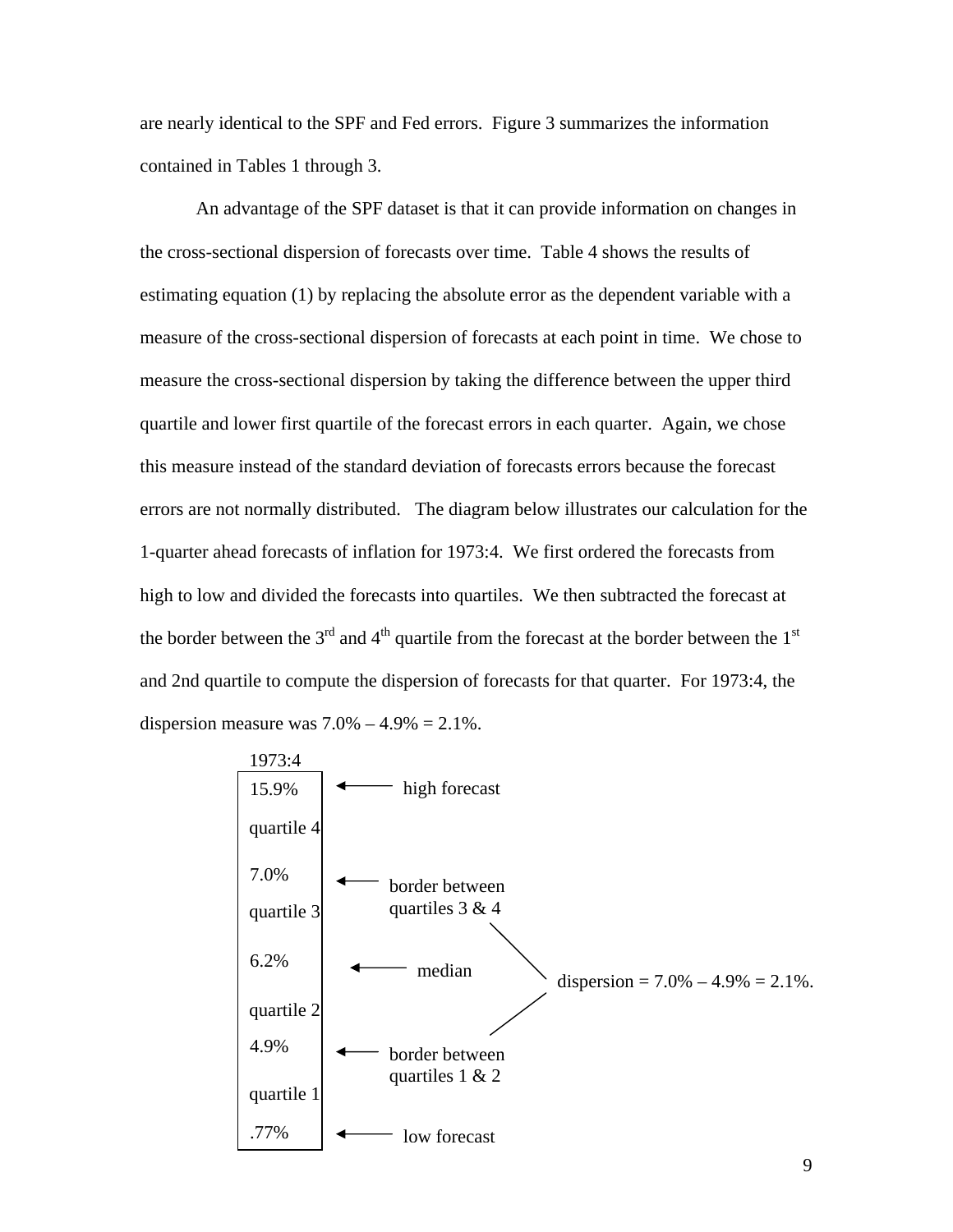are nearly identical to the SPF and Fed errors. Figure 3 summarizes the information contained in Tables 1 through 3.

An advantage of the SPF dataset is that it can provide information on changes in the cross-sectional dispersion of forecasts over time. Table 4 shows the results of estimating equation (1) by replacing the absolute error as the dependent variable with a measure of the cross-sectional dispersion of forecasts at each point in time. We chose to measure the cross-sectional dispersion by taking the difference between the upper third quartile and lower first quartile of the forecast errors in each quarter. Again, we chose this measure instead of the standard deviation of forecasts errors because the forecast errors are not normally distributed. The diagram below illustrates our calculation for the 1-quarter ahead forecasts of inflation for 1973:4. We first ordered the forecasts from high to low and divided the forecasts into quartiles. We then subtracted the forecast at the border between the 3rd and 4th quartile from the forecast at the border between the 1st and 2nd quartile to compute the dispersion of forecasts for that quarter. For 1973:4, the dispersion measure was 7.0% – 4.9% = 2.1%.

| 1973:4 | |
|---|---|
| 15.9% | ← high forecast |
| quartile 4 | |
| 7.0% | ← border between quartiles 3 & 4 |
| quartile 3 | |
| 6.2% | ← median |
| quartile 2 | |
| 4.9% | ← border between quartiles 1 & 2 |
| quartile 1 | |
| .77% | ← low forecast |

dispersion = 7.0% – 4.9% = 2.1%.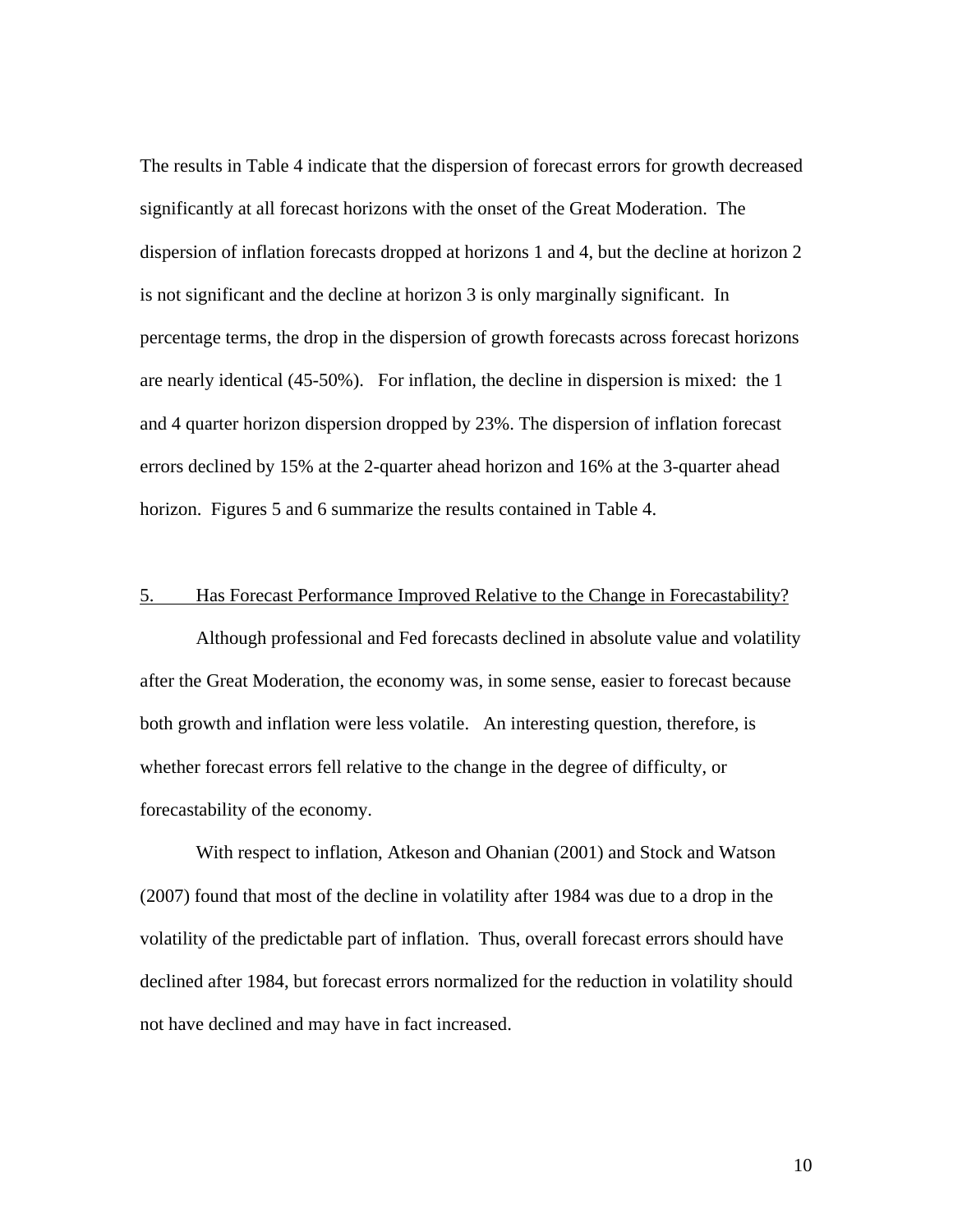The results in Table 4 indicate that the dispersion of forecast errors for growth decreased significantly at all forecast horizons with the onset of the Great Moderation. The dispersion of inflation forecasts dropped at horizons 1 and 4, but the decline at horizon 2 is not significant and the decline at horizon 3 is only marginally significant. In percentage terms, the drop in the dispersion of growth forecasts across forecast horizons are nearly identical (45-50%). For inflation, the decline in dispersion is mixed: the 1 and 4 quarter horizon dispersion dropped by 23%. The dispersion of inflation forecast errors declined by 15% at the 2-quarter ahead horizon and 16% at the 3-quarter ahead horizon. Figures 5 and 6 summarize the results contained in Table 4.

## 5. Has Forecast Performance Improved Relative to the Change in Forecastability?

Although professional and Fed forecasts declined in absolute value and volatility after the Great Moderation, the economy was, in some sense, easier to forecast because both growth and inflation were less volatile. An interesting question, therefore, is whether forecast errors fell relative to the change in the degree of difficulty, or forecastability of the economy.

With respect to inflation, Atkeson and Ohanian (2001) and Stock and Watson (2007) found that most of the decline in volatility after 1984 was due to a drop in the volatility of the predictable part of inflation. Thus, overall forecast errors should have declined after 1984, but forecast errors normalized for the reduction in volatility should not have declined and may have in fact increased.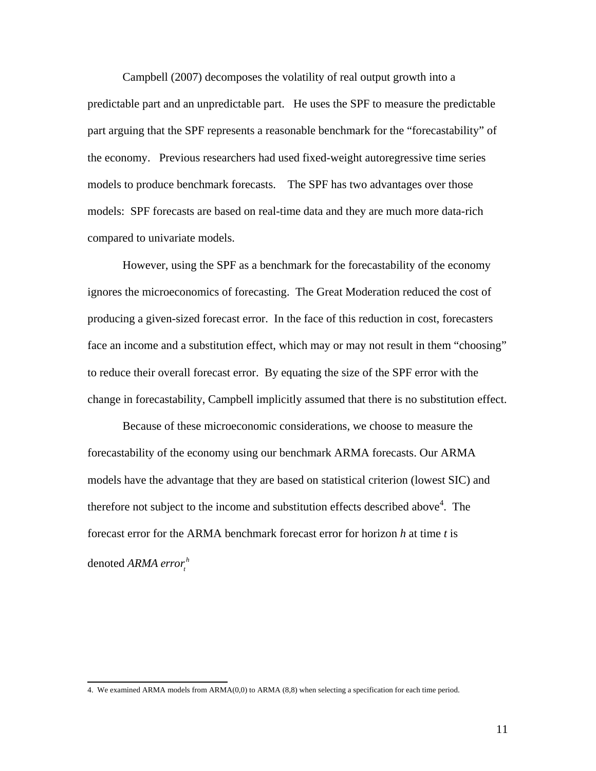Campbell (2007) decomposes the volatility of real output growth into a predictable part and an unpredictable part. He uses the SPF to measure the predictable part arguing that the SPF represents a reasonable benchmark for the "forecastability" of the economy. Previous researchers had used fixed-weight autoregressive time series models to produce benchmark forecasts. The SPF has two advantages over those models: SPF forecasts are based on real-time data and they are much more data-rich compared to univariate models.

However, using the SPF as a benchmark for the forecastability of the economy ignores the microeconomics of forecasting. The Great Moderation reduced the cost of producing a given-sized forecast error. In the face of this reduction in cost, forecasters face an income and a substitution effect, which may or may not result in them "choosing" to reduce their overall forecast error. By equating the size of the SPF error with the change in forecastability, Campbell implicitly assumed that there is no substitution effect.

Because of these microeconomic considerations, we choose to measure the forecastability of the economy using our benchmark ARMA forecasts. Our ARMA models have the advantage that they are based on statistical criterion (lowest SIC) and therefore not subject to the income and substitution effects described above[4]. The forecast error for the ARMA benchmark forecast error for horizon *h* at time *t* is denoted $ARMA\ error_t^h$

---

4. We examined ARMA models from ARMA(0,0) to ARMA (8,8) when selecting a specification for each time period.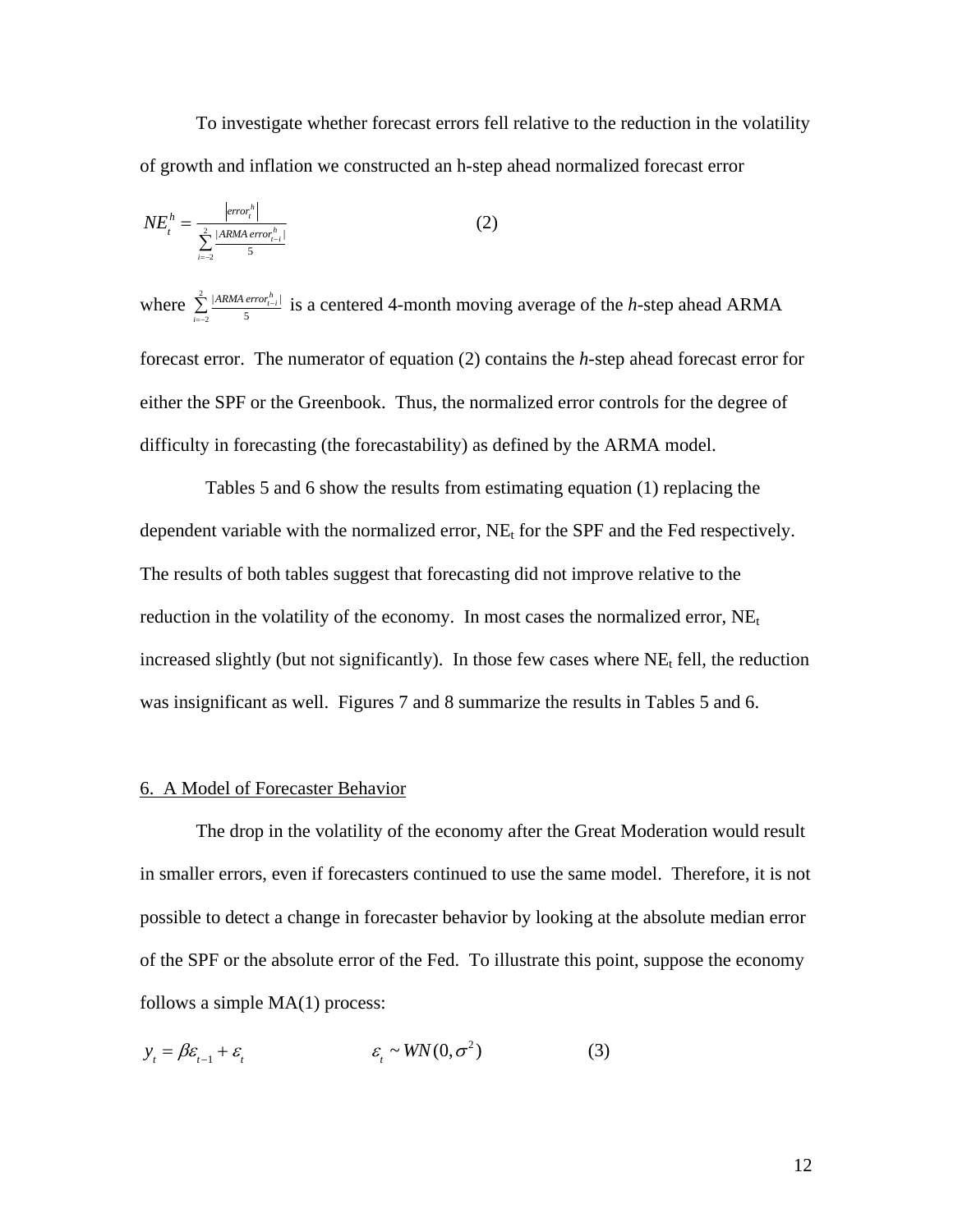To investigate whether forecast errors fell relative to the reduction in the volatility of growth and inflation we constructed an h-step ahead normalized forecast error

$$NE_t^h = \frac{\left|error_t^h\right|}{\sum_{i=-2}^{2} \frac{|ARMA\, error_{t-i}^h|}{5}} \qquad (2)$$

where $\sum_{i=-2}^{2} \frac{|ARMA\, error_{t-i}^h|}{5}$ is a centered 4-month moving average of the *h*-step ahead ARMA forecast error. The numerator of equation (2) contains the *h*-step ahead forecast error for either the SPF or the Greenbook. Thus, the normalized error controls for the degree of difficulty in forecasting (the forecastability) as defined by the ARMA model.

Tables 5 and 6 show the results from estimating equation (1) replacing the dependent variable with the normalized error, $NE_t$ for the SPF and the Fed respectively. The results of both tables suggest that forecasting did not improve relative to the reduction in the volatility of the economy. In most cases the normalized error, $NE_t$ increased slightly (but not significantly). In those few cases where $NE_t$ fell, the reduction was insignificant as well. Figures 7 and 8 summarize the results in Tables 5 and 6.

## 6. A Model of Forecaster Behavior

The drop in the volatility of the economy after the Great Moderation would result in smaller errors, even if forecasters continued to use the same model. Therefore, it is not possible to detect a change in forecaster behavior by looking at the absolute median error of the SPF or the absolute error of the Fed. To illustrate this point, suppose the economy follows a simple MA(1) process:

$$y_t = \beta\varepsilon_{t-1} + \varepsilon_t \qquad \varepsilon_t \sim WN(0, \sigma^2) \qquad (3)$$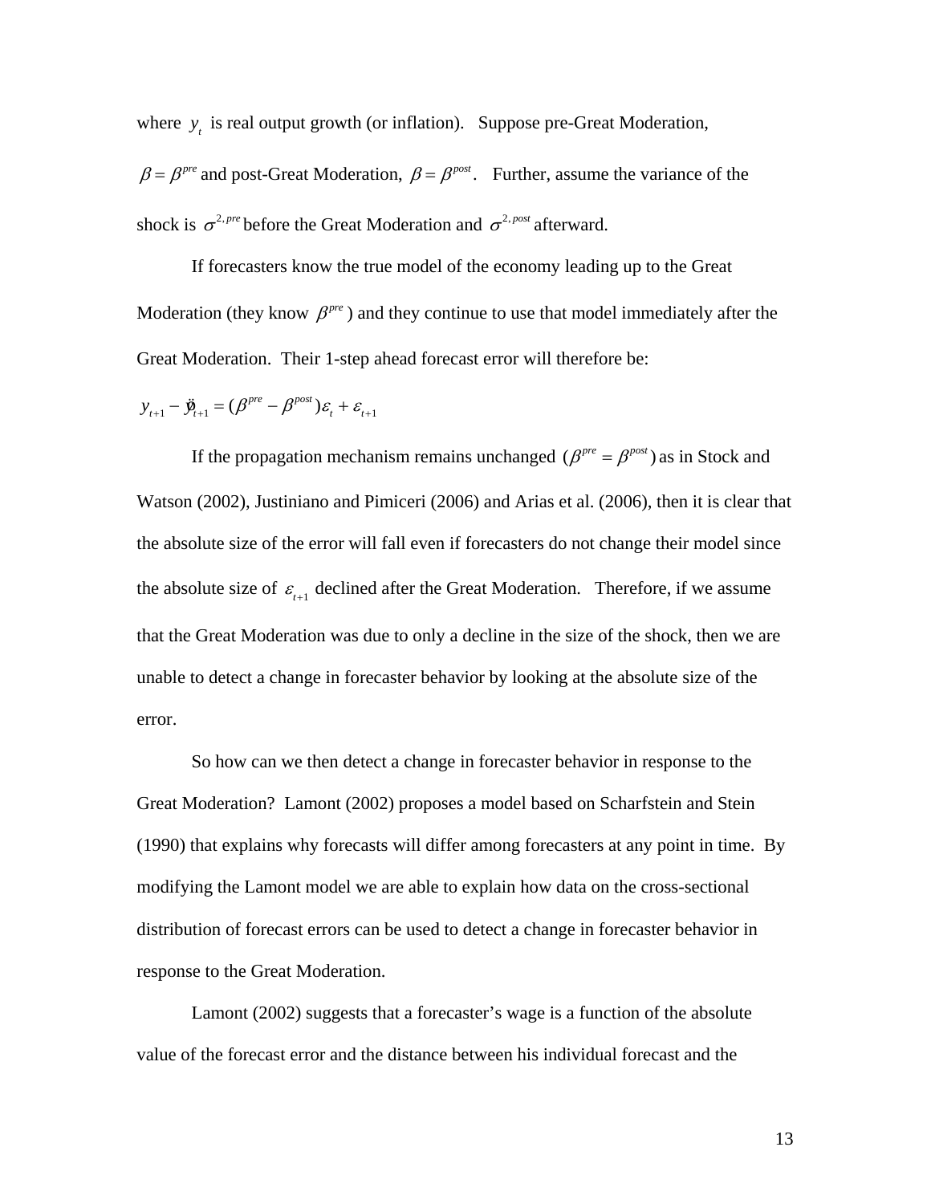where $y_t$ is real output growth (or inflation). Suppose pre-Great Moderation, $\beta = \beta^{pre}$ and post-Great Moderation, $\beta = \beta^{post}$. Further, assume the variance of the shock is $\sigma^{2,pre}$ before the Great Moderation and $\sigma^{2,post}$ afterward.

If forecasters know the true model of the economy leading up to the Great Moderation (they know $\beta^{pre}$) and they continue to use that model immediately after the Great Moderation. Their 1-step ahead forecast error will therefore be:

$$y_{t+1} - \hat{y}_{t+1} = (\beta^{pre} - \beta^{post})\varepsilon_t + \varepsilon_{t+1}$$

If the propagation mechanism remains unchanged $(\beta^{pre} = \beta^{post})$ as in Stock and Watson (2002), Justiniano and Pimiceri (2006) and Arias et al. (2006), then it is clear that the absolute size of the error will fall even if forecasters do not change their model since the absolute size of $\varepsilon_{t+1}$ declined after the Great Moderation. Therefore, if we assume that the Great Moderation was due to only a decline in the size of the shock, then we are unable to detect a change in forecaster behavior by looking at the absolute size of the error.

So how can we then detect a change in forecaster behavior in response to the Great Moderation? Lamont (2002) proposes a model based on Scharfstein and Stein (1990) that explains why forecasts will differ among forecasters at any point in time. By modifying the Lamont model we are able to explain how data on the cross-sectional distribution of forecast errors can be used to detect a change in forecaster behavior in response to the Great Moderation.

Lamont (2002) suggests that a forecaster's wage is a function of the absolute value of the forecast error and the distance between his individual forecast and the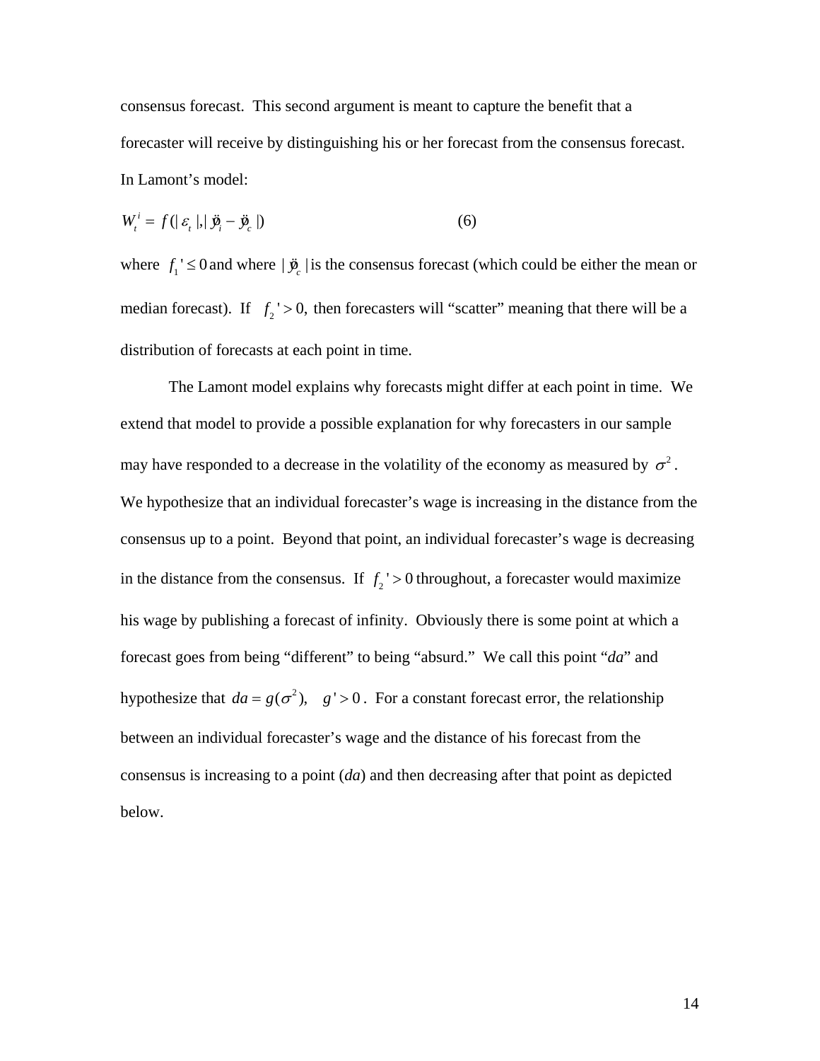consensus forecast. This second argument is meant to capture the benefit that a forecaster will receive by distinguishing his or her forecast from the consensus forecast. In Lamont's model:

$$W_t^i = f(|\varepsilon_t|, |\ddot{y}_i - \ddot{y}_c|) \qquad (6)$$

where $f_1' \leq 0$ and where $|\ddot{y}_c|$ is the consensus forecast (which could be either the mean or median forecast). If $f_2' > 0$, then forecasters will "scatter" meaning that there will be a distribution of forecasts at each point in time.

The Lamont model explains why forecasts might differ at each point in time. We extend that model to provide a possible explanation for why forecasters in our sample may have responded to a decrease in the volatility of the economy as measured by $\sigma^2$. We hypothesize that an individual forecaster's wage is increasing in the distance from the consensus up to a point. Beyond that point, an individual forecaster's wage is decreasing in the distance from the consensus. If $f_2' > 0$ throughout, a forecaster would maximize his wage by publishing a forecast of infinity. Obviously there is some point at which a forecast goes from being "different" to being "absurd." We call this point "*da*" and hypothesize that $da = g(\sigma^2), \quad g' > 0$. For a constant forecast error, the relationship between an individual forecaster's wage and the distance of his forecast from the consensus is increasing to a point (*da*) and then decreasing after that point as depicted below.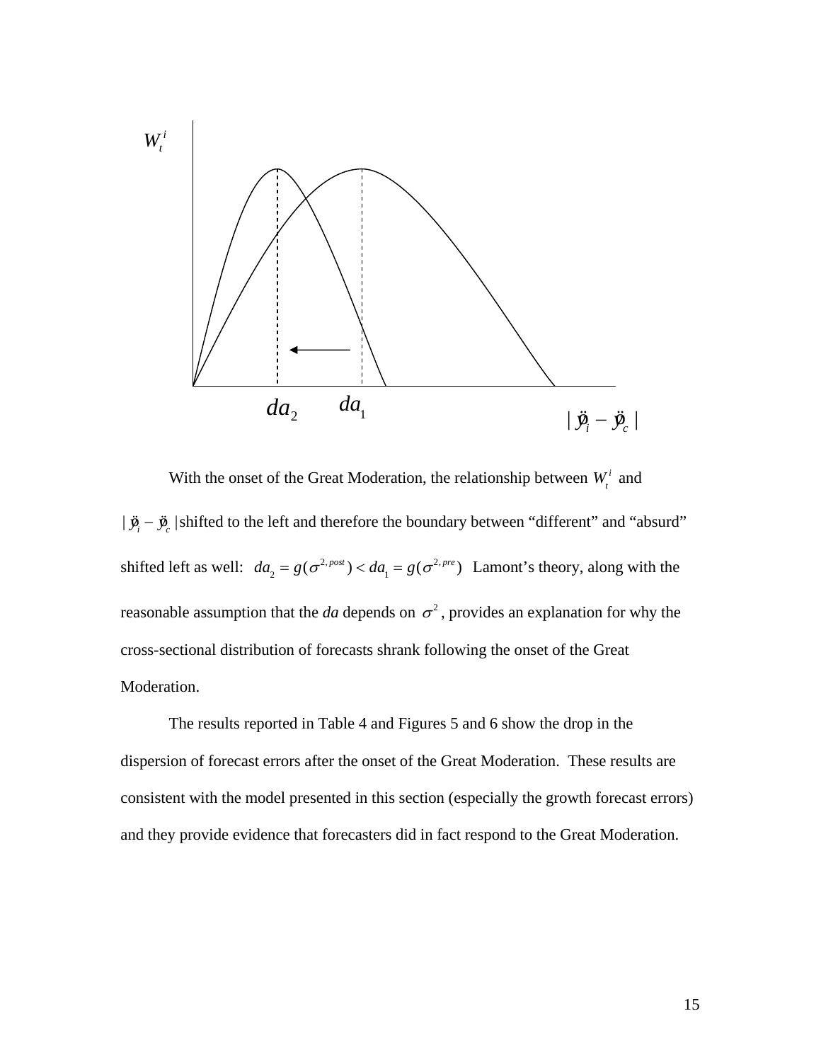With the onset of the Great Moderation, the relationship between $W_t^i$ and $|\ddot{y}_i - \ddot{y}_c|$ shifted to the left and therefore the boundary between "different" and "absurd" shifted left as well: $da_2 = g(\sigma^{2,post}) < da_1 = g(\sigma^{2,pre})$ Lamont's theory, along with the reasonable assumption that the *da* depends on $\sigma^2$, provides an explanation for why the cross-sectional distribution of forecasts shrank following the onset of the Great Moderation.

The results reported in Table 4 and Figures 5 and 6 show the drop in the dispersion of forecast errors after the onset of the Great Moderation. These results are consistent with the model presented in this section (especially the growth forecast errors) and they provide evidence that forecasters did in fact respond to the Great Moderation.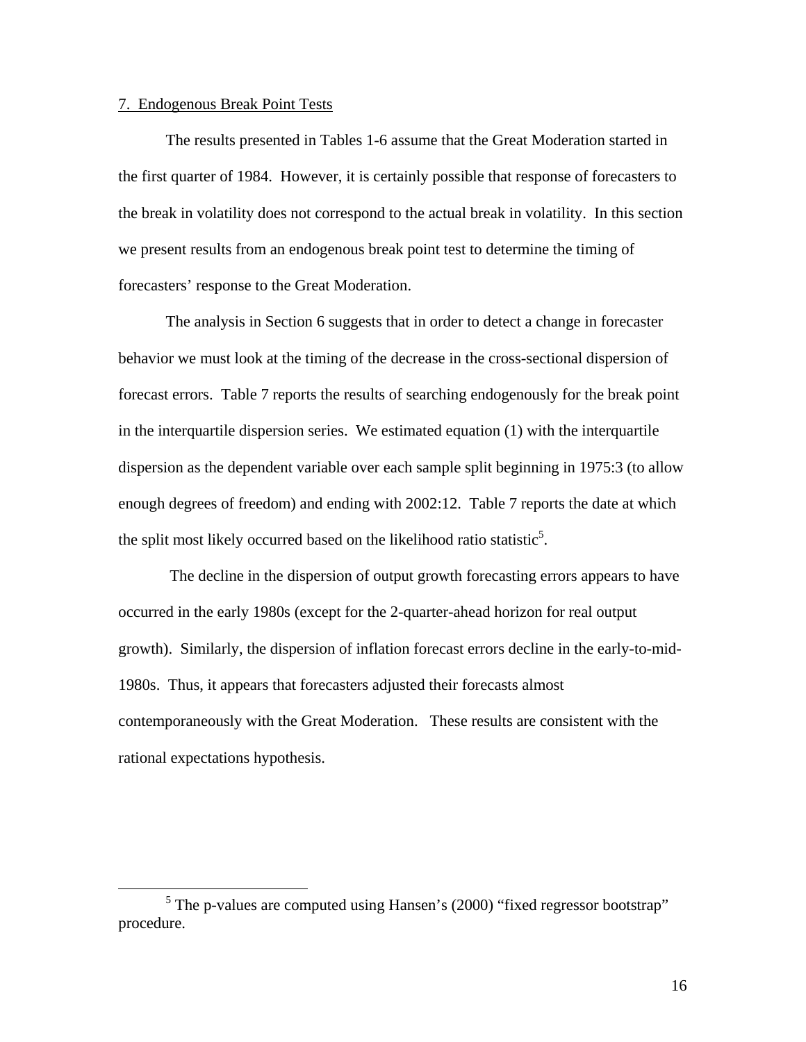## 7. Endogenous Break Point Tests

The results presented in Tables 1-6 assume that the Great Moderation started in the first quarter of 1984. However, it is certainly possible that response of forecasters to the break in volatility does not correspond to the actual break in volatility. In this section we present results from an endogenous break point test to determine the timing of forecasters' response to the Great Moderation.

The analysis in Section 6 suggests that in order to detect a change in forecaster behavior we must look at the timing of the decrease in the cross-sectional dispersion of forecast errors. Table 7 reports the results of searching endogenously for the break point in the interquartile dispersion series. We estimated equation (1) with the interquartile dispersion as the dependent variable over each sample split beginning in 1975:3 (to allow enough degrees of freedom) and ending with 2002:12. Table 7 reports the date at which the split most likely occurred based on the likelihood ratio statistic[5].

The decline in the dispersion of output growth forecasting errors appears to have occurred in the early 1980s (except for the 2-quarter-ahead horizon for real output growth). Similarly, the dispersion of inflation forecast errors decline in the early-to-mid-1980s. Thus, it appears that forecasters adjusted their forecasts almost contemporaneously with the Great Moderation. These results are consistent with the rational expectations hypothesis.

---

[5] The p-values are computed using Hansen's (2000) "fixed regressor bootstrap" procedure.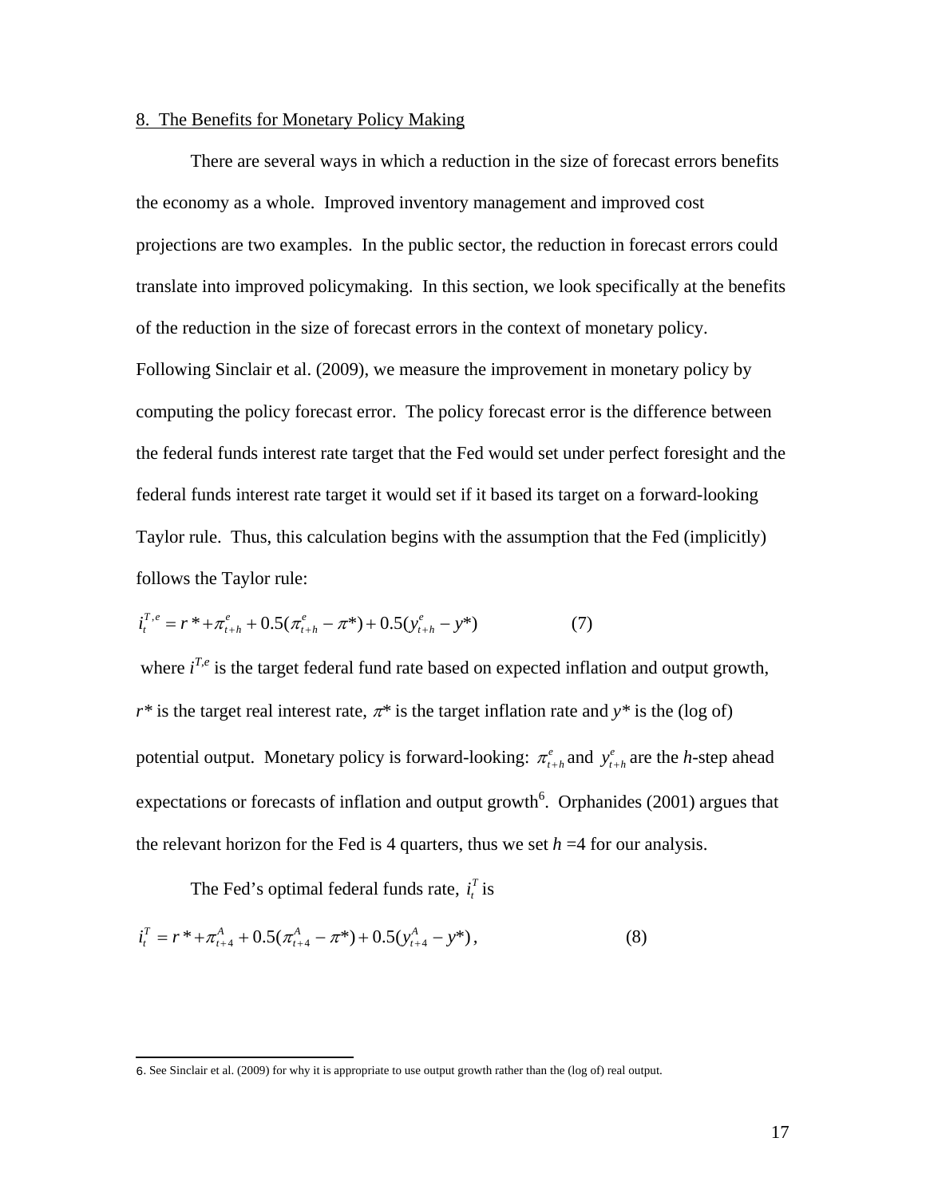## 8. The Benefits for Monetary Policy Making

There are several ways in which a reduction in the size of forecast errors benefits the economy as a whole. Improved inventory management and improved cost projections are two examples. In the public sector, the reduction in forecast errors could translate into improved policymaking. In this section, we look specifically at the benefits of the reduction in the size of forecast errors in the context of monetary policy. Following Sinclair et al. (2009), we measure the improvement in monetary policy by computing the policy forecast error. The policy forecast error is the difference between the federal funds interest rate target that the Fed would set under perfect foresight and the federal funds interest rate target it would set if it based its target on a forward-looking Taylor rule. Thus, this calculation begins with the assumption that the Fed (implicitly) follows the Taylor rule:

$$i_t^{T,e} = r^* + \pi_{t+h}^e + 0.5(\pi_{t+h}^e - \pi^*) + 0.5(y_{t+h}^e - y^*) \qquad (7)$$

where $i^{T,e}$ is the target federal fund rate based on expected inflation and output growth, $r^*$ is the target real interest rate, $\pi^*$ is the target inflation rate and $y^*$ is the (log of) potential output. Monetary policy is forward-looking: $\pi_{t+h}^e$ and $y_{t+h}^e$ are the $h$-step ahead expectations or forecasts of inflation and output growth[6]. Orphanides (2001) argues that the relevant horizon for the Fed is 4 quarters, thus we set $h$ =4 for our analysis.

The Fed's optimal federal funds rate, $i_t^T$ is

$$i_t^T = r^* + \pi_{t+4}^A + 0.5(\pi_{t+4}^A - \pi^*) + 0.5(y_{t+4}^A - y^*), \qquad (8)$$

6. See Sinclair et al. (2009) for why it is appropriate to use output growth rather than the (log of) real output.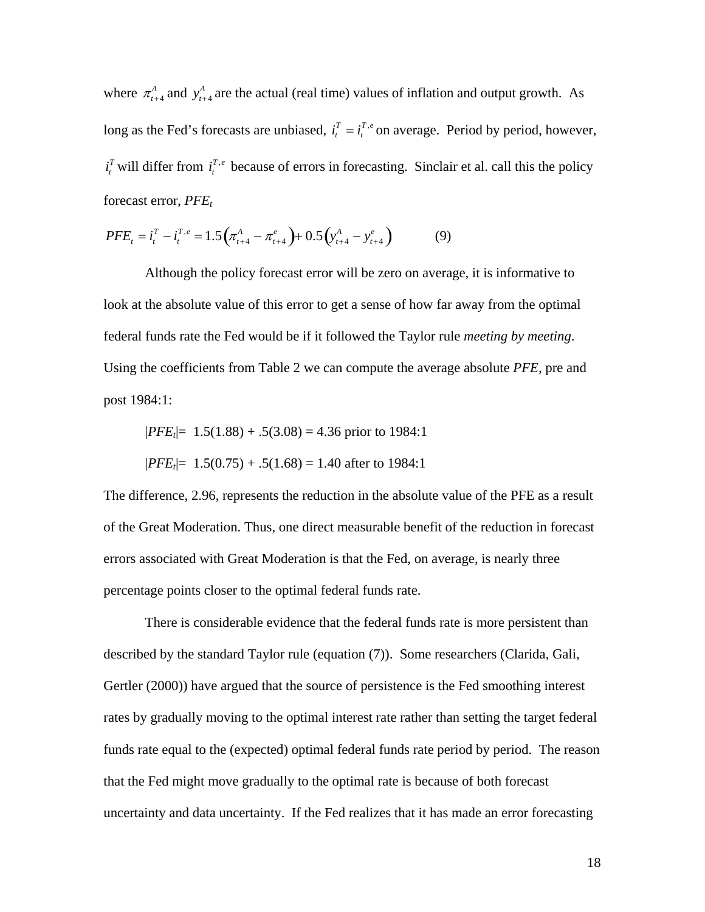where $\pi_{t+4}^{A}$ and $y_{t+4}^{A}$ are the actual (real time) values of inflation and output growth. As long as the Fed's forecasts are unbiased, $i_t^T = i_t^{T,e}$ on average. Period by period, however, $i_t^T$ will differ from $i_t^{T,e}$ because of errors in forecasting. Sinclair et al. call this the policy forecast error, $PFE_t$

$$PFE_t = i_t^T - i_t^{T,e} = 1.5\left(\pi_{t+4}^{A} - \pi_{t+4}^{e}\right) + 0.5\left(y_{t+4}^{A} - y_{t+4}^{e}\right) \qquad (9)$$

Although the policy forecast error will be zero on average, it is informative to look at the absolute value of this error to get a sense of how far away from the optimal federal funds rate the Fed would be if it followed the Taylor rule *meeting by meeting*. Using the coefficients from Table 2 we can compute the average absolute *PFE,* pre and post 1984:1:

$|PFE_t|$= 1.5(1.88) + .5(3.08) = 4.36 prior to 1984:1

$|PFE_t|$= 1.5(0.75) + .5(1.68) = 1.40 after to 1984:1

The difference, 2.96, represents the reduction in the absolute value of the PFE as a result of the Great Moderation. Thus, one direct measurable benefit of the reduction in forecast errors associated with Great Moderation is that the Fed, on average, is nearly three percentage points closer to the optimal federal funds rate.

There is considerable evidence that the federal funds rate is more persistent than described by the standard Taylor rule (equation (7)). Some researchers (Clarida, Gali, Gertler (2000)) have argued that the source of persistence is the Fed smoothing interest rates by gradually moving to the optimal interest rate rather than setting the target federal funds rate equal to the (expected) optimal federal funds rate period by period. The reason that the Fed might move gradually to the optimal rate is because of both forecast uncertainty and data uncertainty. If the Fed realizes that it has made an error forecasting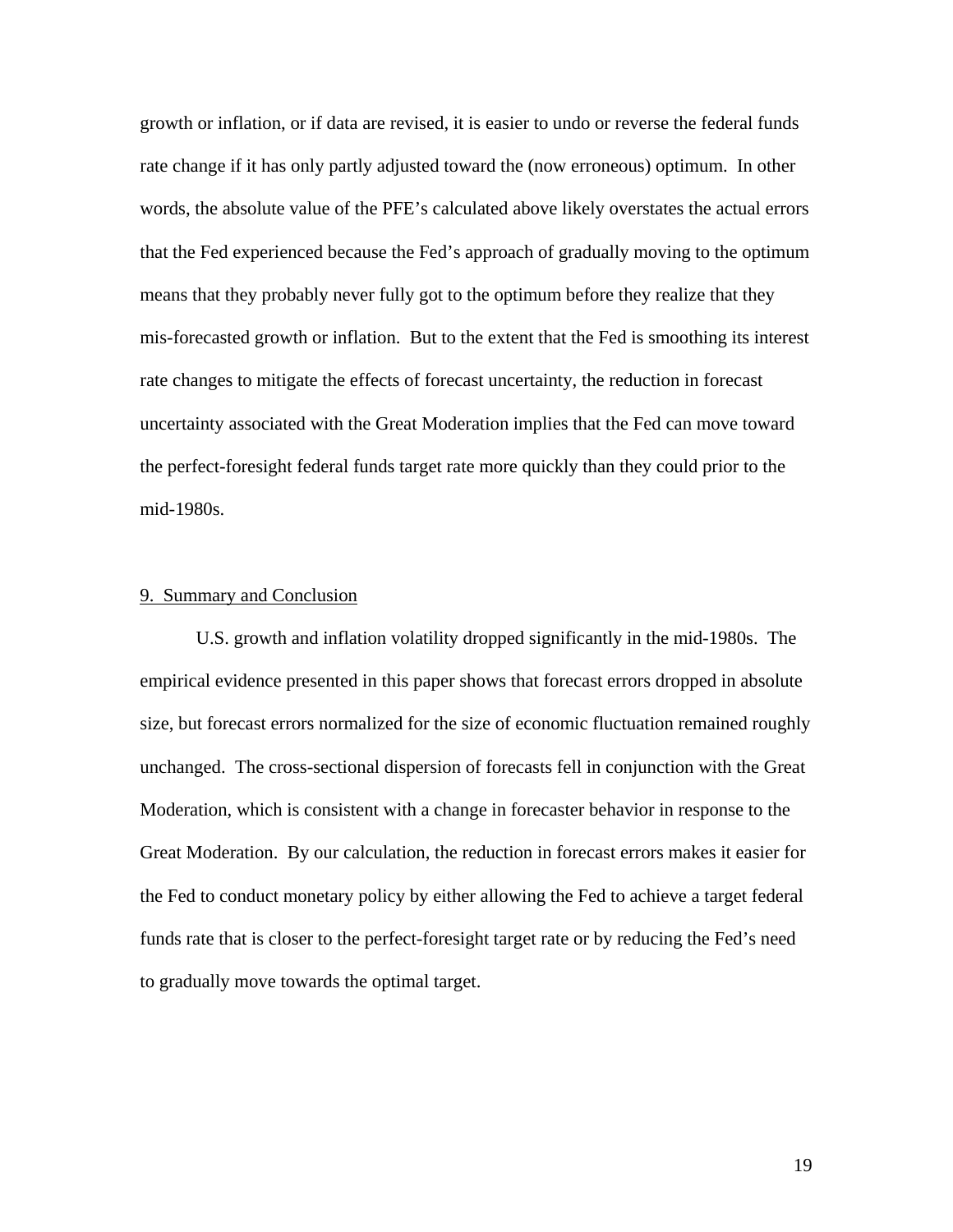growth or inflation, or if data are revised, it is easier to undo or reverse the federal funds rate change if it has only partly adjusted toward the (now erroneous) optimum. In other words, the absolute value of the PFE's calculated above likely overstates the actual errors that the Fed experienced because the Fed's approach of gradually moving to the optimum means that they probably never fully got to the optimum before they realize that they mis-forecasted growth or inflation. But to the extent that the Fed is smoothing its interest rate changes to mitigate the effects of forecast uncertainty, the reduction in forecast uncertainty associated with the Great Moderation implies that the Fed can move toward the perfect-foresight federal funds target rate more quickly than they could prior to the mid-1980s.

## 9. Summary and Conclusion

U.S. growth and inflation volatility dropped significantly in the mid-1980s. The empirical evidence presented in this paper shows that forecast errors dropped in absolute size, but forecast errors normalized for the size of economic fluctuation remained roughly unchanged. The cross-sectional dispersion of forecasts fell in conjunction with the Great Moderation, which is consistent with a change in forecaster behavior in response to the Great Moderation. By our calculation, the reduction in forecast errors makes it easier for the Fed to conduct monetary policy by either allowing the Fed to achieve a target federal funds rate that is closer to the perfect-foresight target rate or by reducing the Fed's need to gradually move towards the optimal target.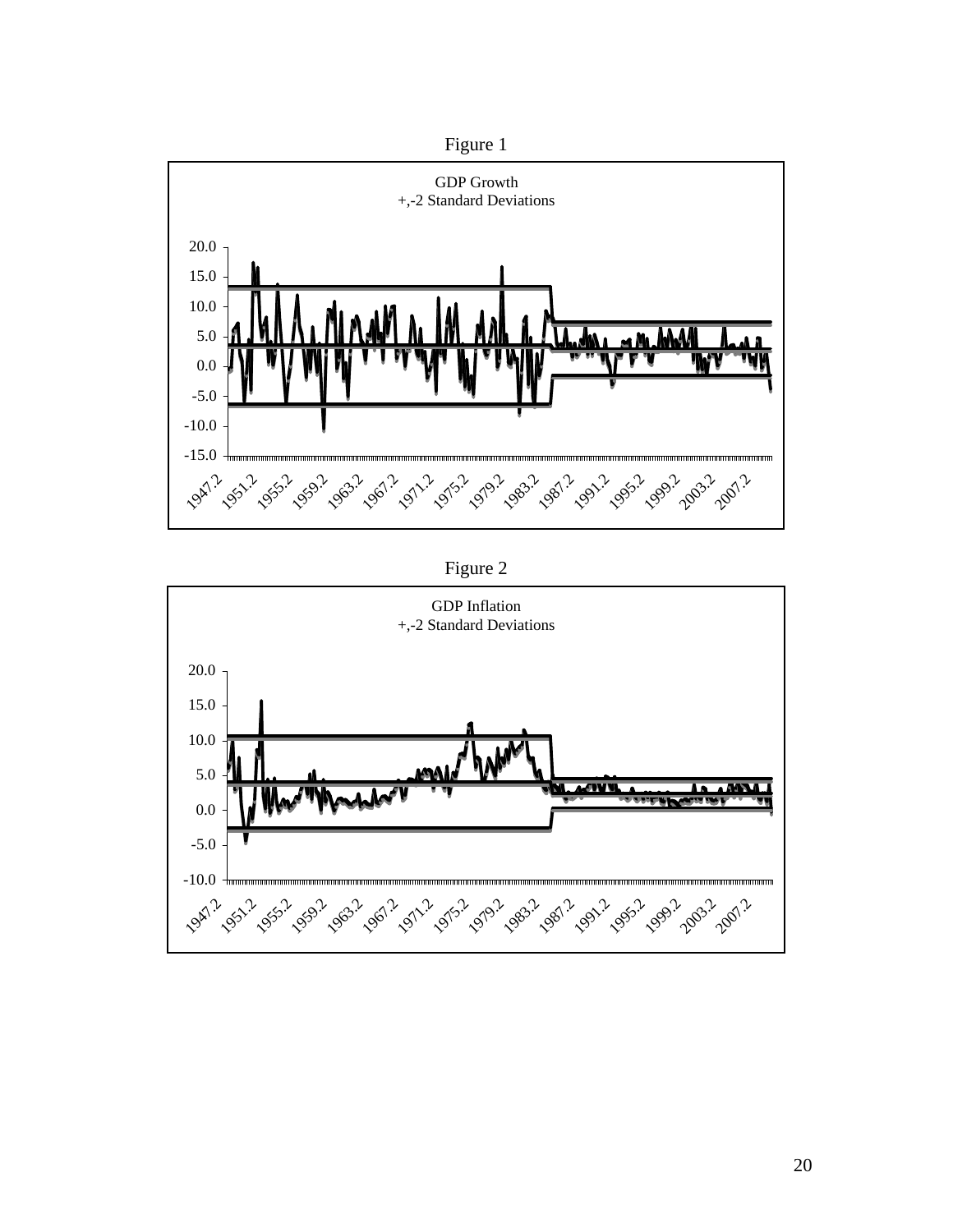Figure 1

GDP Growth
+,-2 Standard Deviations

Figure 2

GDP Inflation
+,-2 Standard Deviations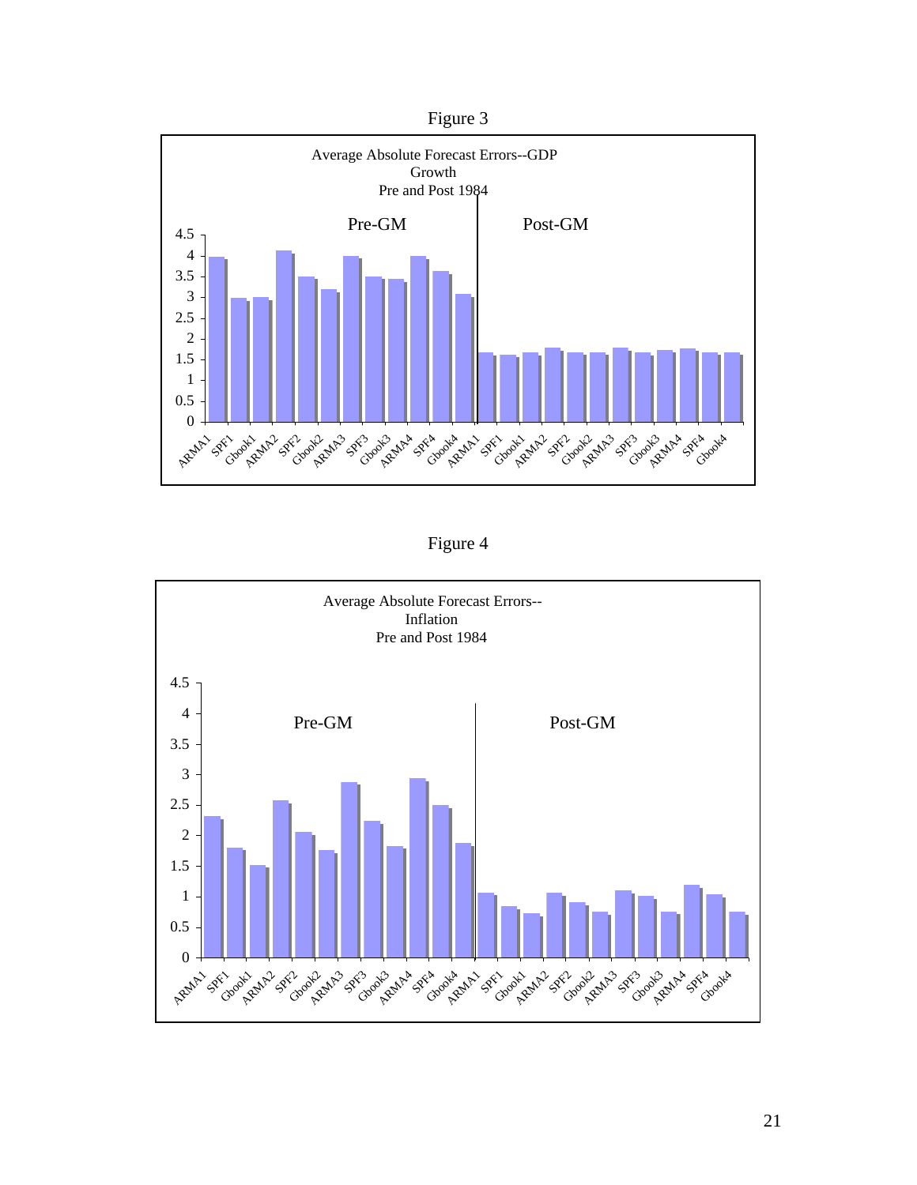Figure 3

Average Absolute Forecast Errors--GDP Growth
Pre and Post 1984

Pre-GM | Post-GM

Figure 4

Average Absolute Forecast Errors--Inflation
Pre and Post 1984

Pre-GM | Post-GM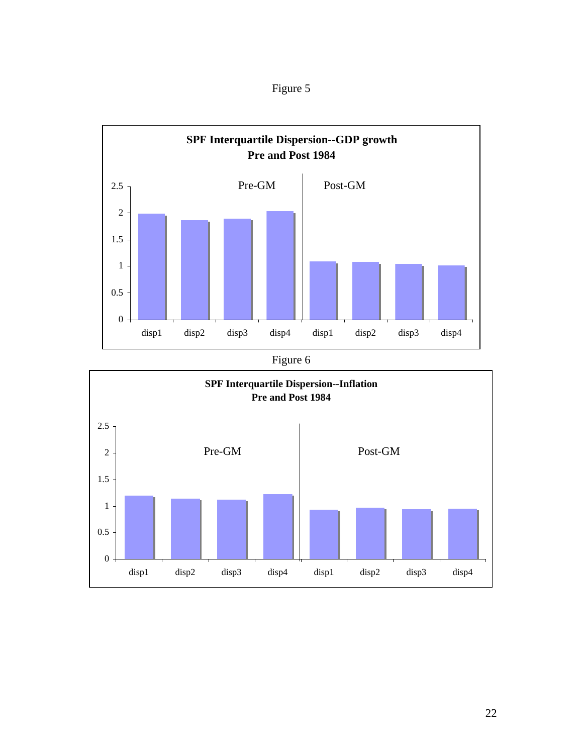Figure 5

**SPF Interquartile Dispersion--GDP growth**
**Pre and Post 1984**

Pre-GM | Post-GM

Figure 6

**SPF Interquartile Dispersion--Inflation**
**Pre and Post 1984**

Pre-GM | Post-GM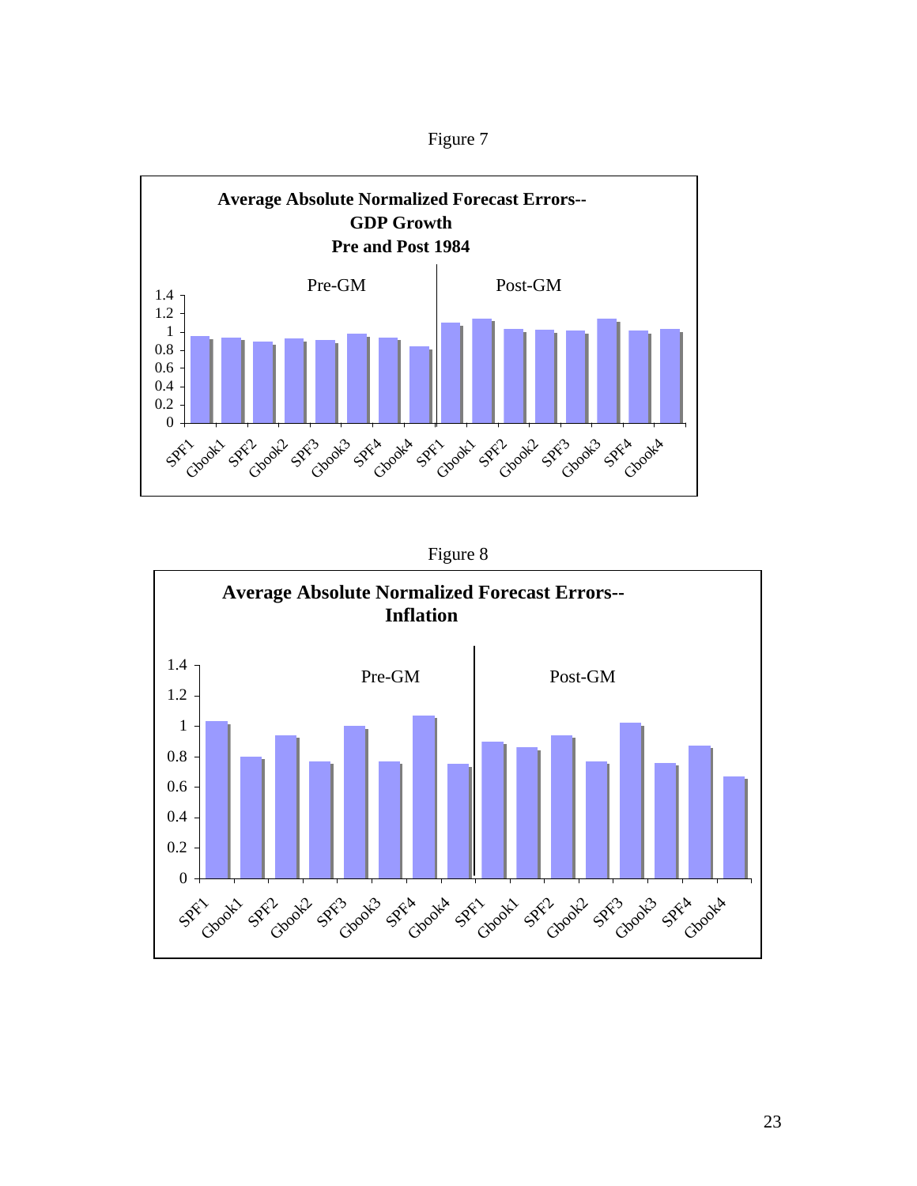Figure 7

**Average Absolute Normalized Forecast Errors--**
**GDP Growth**
**Pre and Post 1984**

Pre-GM | Post-GM

Figure 8

**Average Absolute Normalized Forecast Errors--**
**Inflation**

Pre-GM | Post-GM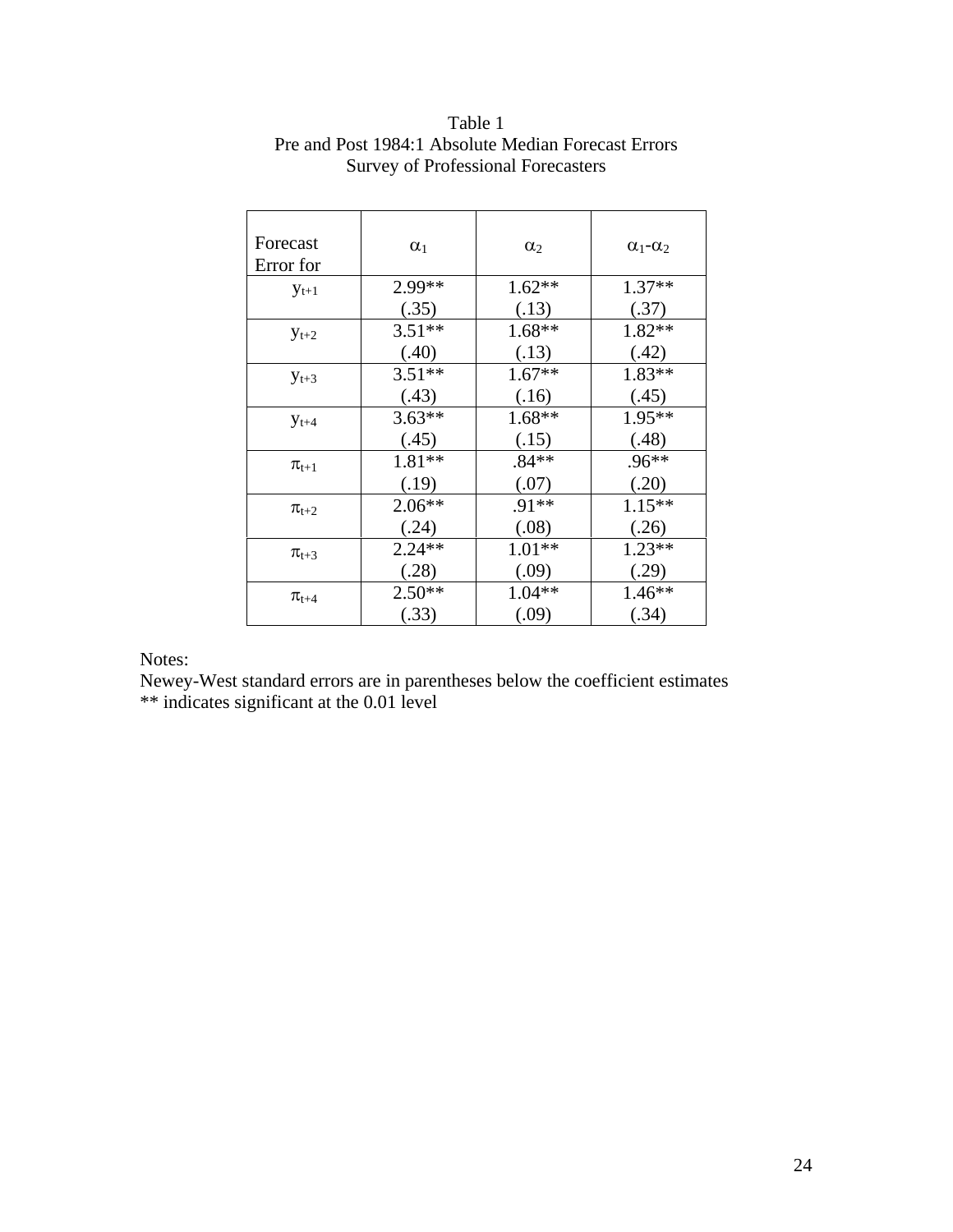Table 1
Pre and Post 1984:1 Absolute Median Forecast Errors
Survey of Professional Forecasters

| Forecast Error for | $\alpha_1$ | $\alpha_2$ | $\alpha_1$-$\alpha_2$ |
|---|---|---|---|
| $y_{t+1}$ | 2.99** (.35) | 1.62** (.13) | 1.37** (.37) |
| $y_{t+2}$ | 3.51** (.40) | 1.68** (.13) | 1.82** (.42) |
| $y_{t+3}$ | 3.51** (.43) | 1.67** (.16) | 1.83** (.45) |
| $y_{t+4}$ | 3.63** (.45) | 1.68** (.15) | 1.95** (.48) |
| $\pi_{t+1}$ | 1.81** (.19) | .84** (.07) | .96** (.20) |
| $\pi_{t+2}$ | 2.06** (.24) | .91** (.08) | 1.15** (.26) |
| $\pi_{t+3}$ | 2.24** (.28) | 1.01** (.09) | 1.23** (.29) |
| $\pi_{t+4}$ | 2.50** (.33) | 1.04** (.09) | 1.46** (.34) |

Notes:
Newey-West standard errors are in parentheses below the coefficient estimates
** indicates significant at the 0.01 level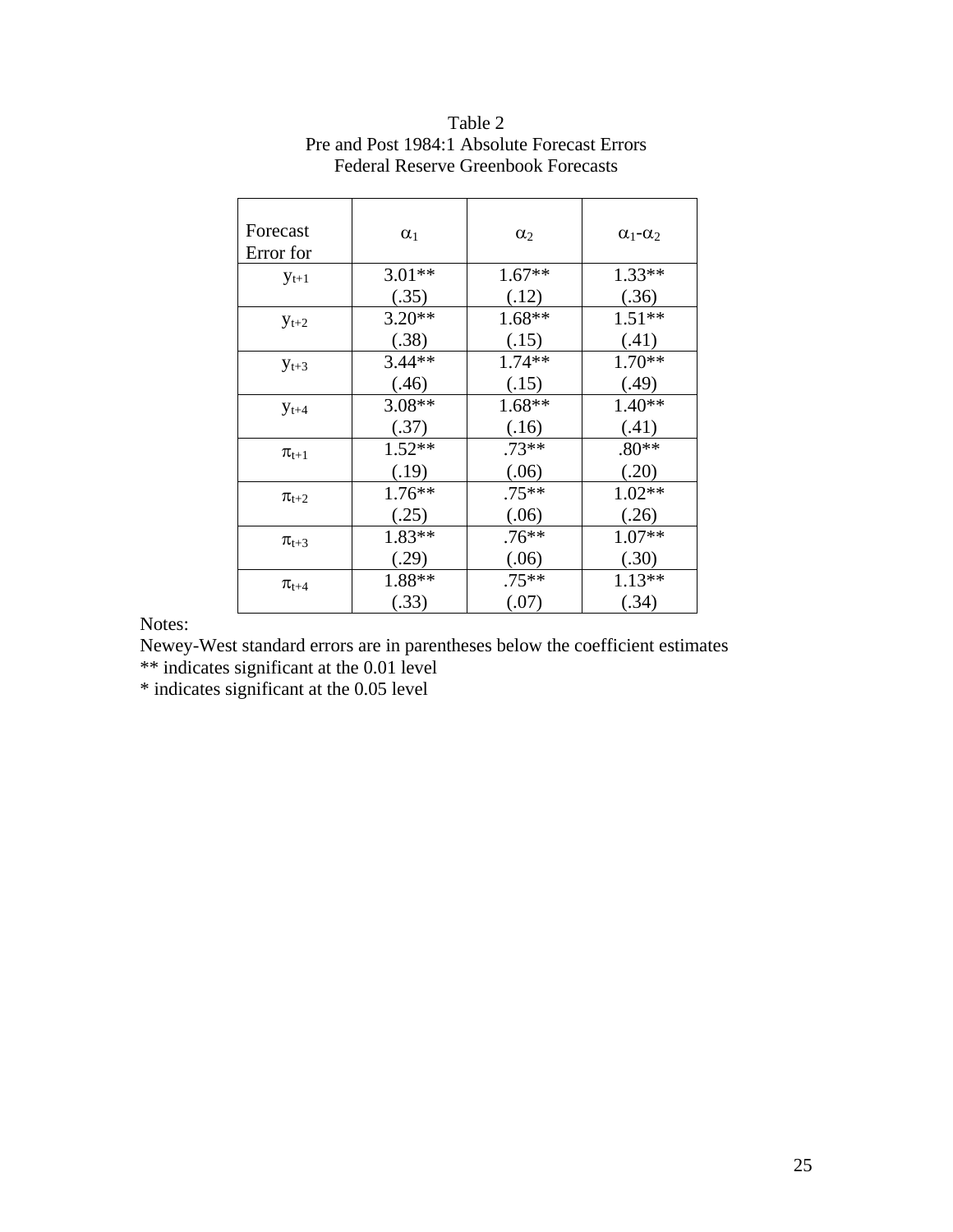Table 2
Pre and Post 1984:1 Absolute Forecast Errors
Federal Reserve Greenbook Forecasts

| Forecast Error for | $\alpha_1$ | $\alpha_2$ | $\alpha_1$-$\alpha_2$ |
|---|---|---|---|
| $y_{t+1}$ | 3.01** (.35) | 1.67** (.12) | 1.33** (.36) |
| $y_{t+2}$ | 3.20** (.38) | 1.68** (.15) | 1.51** (.41) |
| $y_{t+3}$ | 3.44** (.46) | 1.74** (.15) | 1.70** (.49) |
| $y_{t+4}$ | 3.08** (.37) | 1.68** (.16) | 1.40** (.41) |
| $\pi_{t+1}$ | 1.52** (.19) | .73** (.06) | .80** (.20) |
| $\pi_{t+2}$ | 1.76** (.25) | .75** (.06) | 1.02** (.26) |
| $\pi_{t+3}$ | 1.83** (.29) | .76** (.06) | 1.07** (.30) |
| $\pi_{t+4}$ | 1.88** (.33) | .75** (.07) | 1.13** (.34) |

Notes:
Newey-West standard errors are in parentheses below the coefficient estimates
** indicates significant at the 0.01 level
* indicates significant at the 0.05 level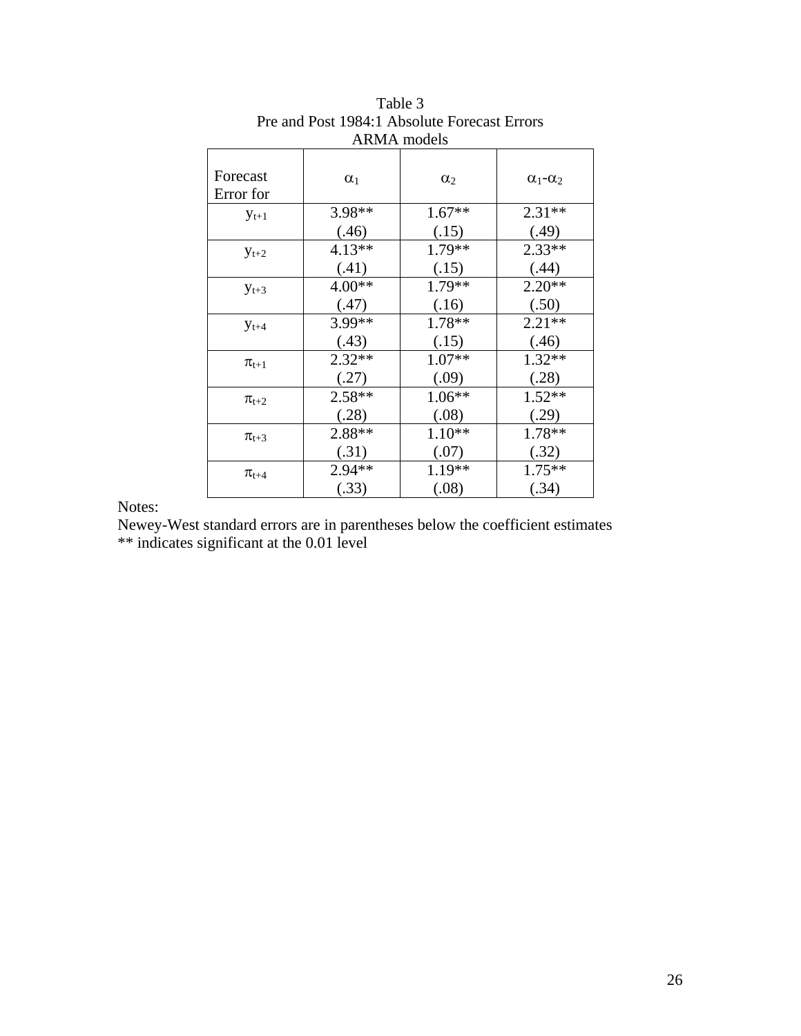Table 3
Pre and Post 1984:1 Absolute Forecast Errors
ARMA models

| Forecast Error for | $\alpha_1$ | $\alpha_2$ | $\alpha_1$-$\alpha_2$ |
|---|---|---|---|
| $y_{t+1}$ | 3.98** (.46) | 1.67** (.15) | 2.31** (.49) |
| $y_{t+2}$ | 4.13** (.41) | 1.79** (.15) | 2.33** (.44) |
| $y_{t+3}$ | 4.00** (.47) | 1.79** (.16) | 2.20** (.50) |
| $y_{t+4}$ | 3.99** (.43) | 1.78** (.15) | 2.21** (.46) |
| $\pi_{t+1}$ | 2.32** (.27) | 1.07** (.09) | 1.32** (.28) |
| $\pi_{t+2}$ | 2.58** (.28) | 1.06** (.08) | 1.52** (.29) |
| $\pi_{t+3}$ | 2.88** (.31) | 1.10** (.07) | 1.78** (.32) |
| $\pi_{t+4}$ | 2.94** (.33) | 1.19** (.08) | 1.75** (.34) |

Notes:
Newey-West standard errors are in parentheses below the coefficient estimates
** indicates significant at the 0.01 level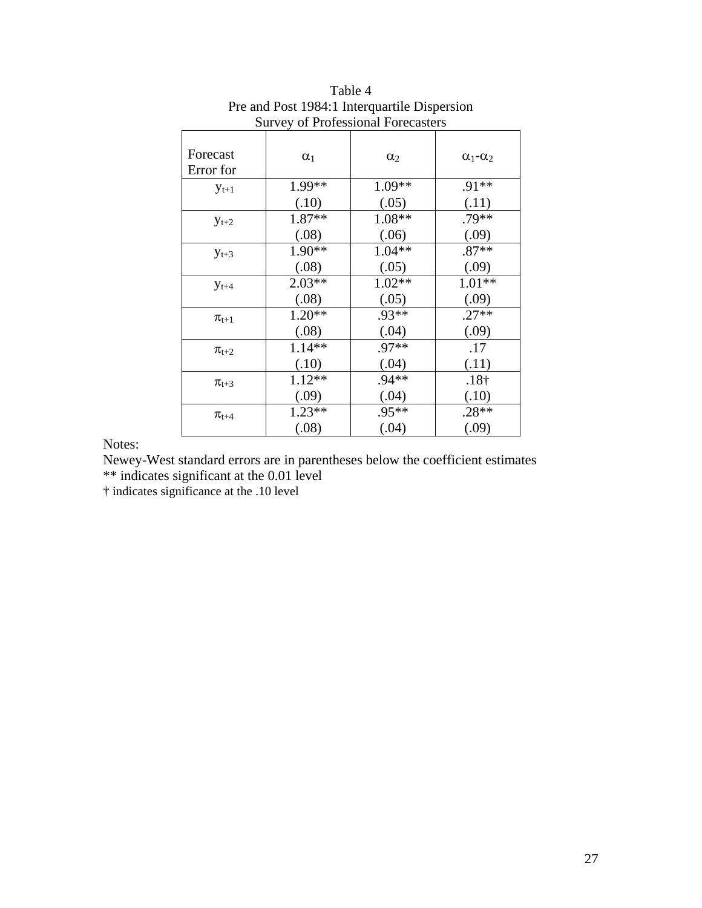Table 4
Pre and Post 1984:1 Interquartile Dispersion
Survey of Professional Forecasters

| Forecast Error for | $\alpha_1$ | $\alpha_2$ | $\alpha_1$-$\alpha_2$ |
|---|---|---|---|
| $y_{t+1}$ | 1.99** | 1.09** | .91** |
| | (.10) | (.05) | (.11) |
| $y_{t+2}$ | 1.87** | 1.08** | .79** |
| | (.08) | (.06) | (.09) |
| $y_{t+3}$ | 1.90** | 1.04** | .87** |
| | (.08) | (.05) | (.09) |
| $y_{t+4}$ | 2.03** | 1.02** | 1.01** |
| | (.08) | (.05) | (.09) |
| $\pi_{t+1}$ | 1.20** | .93** | .27** |
| | (.08) | (.04) | (.09) |
| $\pi_{t+2}$ | 1.14** | .97** | .17 |
| | (.10) | (.04) | (.11) |
| $\pi_{t+3}$ | 1.12** | .94** | .18† |
| | (.09) | (.04) | (.10) |
| $\pi_{t+4}$ | 1.23** | .95** | .28** |
| | (.08) | (.04) | (.09) |

Notes:
Newey-West standard errors are in parentheses below the coefficient estimates
** indicates significant at the 0.01 level
† indicates significance at the .10 level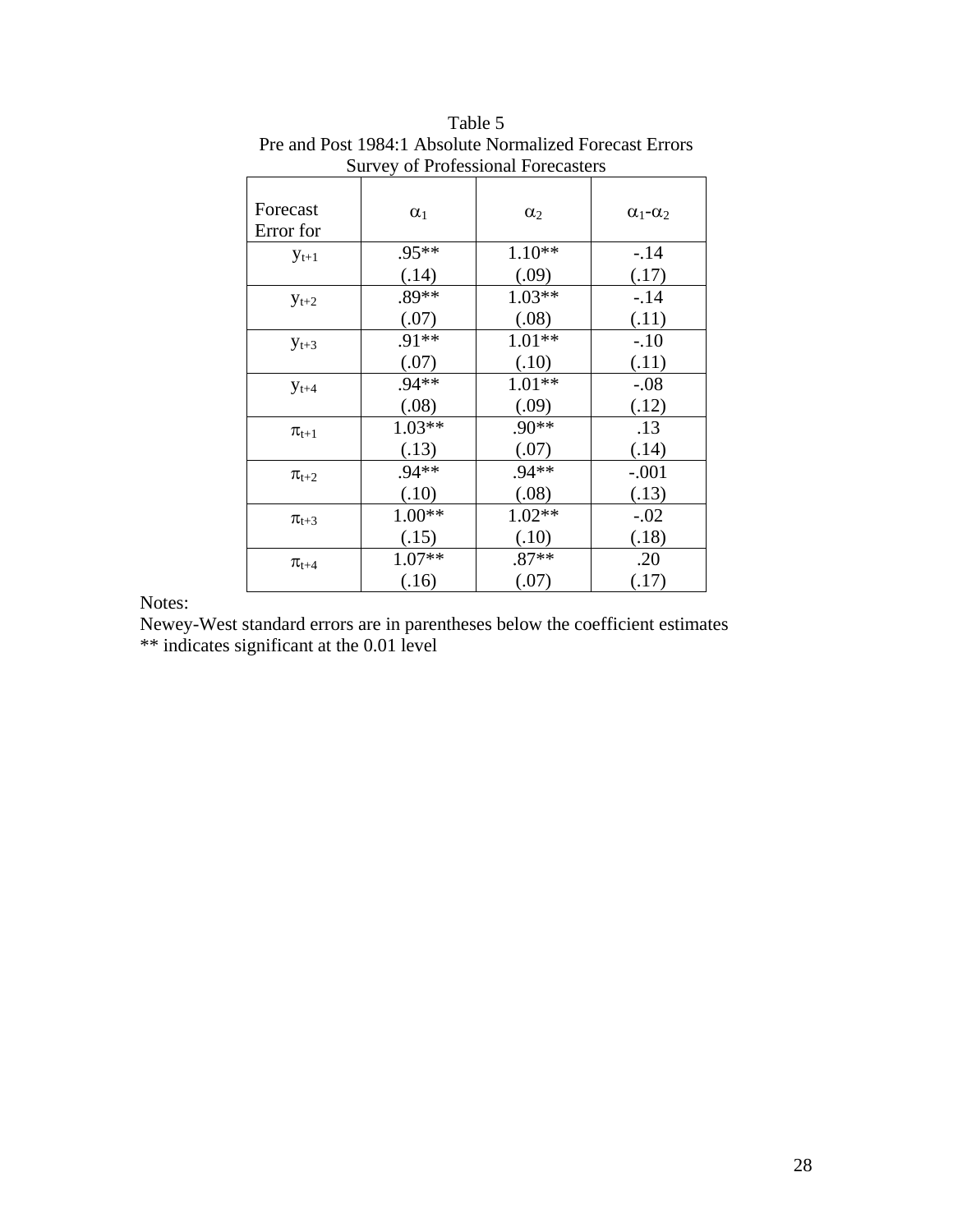Table 5
Pre and Post 1984:1 Absolute Normalized Forecast Errors
Survey of Professional Forecasters

| Forecast Error for | $\alpha_1$ | $\alpha_2$ | $\alpha_1$-$\alpha_2$ |
|---|---|---|---|
| $y_{t+1}$ | .95** | 1.10** | -.14 |
| | (.14) | (.09) | (.17) |
| $y_{t+2}$ | .89** | 1.03** | -.14 |
| | (.07) | (.08) | (.11) |
| $y_{t+3}$ | .91** | 1.01** | -.10 |
| | (.07) | (.10) | (.11) |
| $y_{t+4}$ | .94** | 1.01** | -.08 |
| | (.08) | (.09) | (.12) |
| $\pi_{t+1}$ | 1.03** | .90** | .13 |
| | (.13) | (.07) | (.14) |
| $\pi_{t+2}$ | .94** | .94** | -.001 |
| | (.10) | (.08) | (.13) |
| $\pi_{t+3}$ | 1.00** | 1.02** | -.02 |
| | (.15) | (.10) | (.18) |
| $\pi_{t+4}$ | 1.07** | .87** | .20 |
| | (.16) | (.07) | (.17) |

Notes:
Newey-West standard errors are in parentheses below the coefficient estimates
** indicates significant at the 0.01 level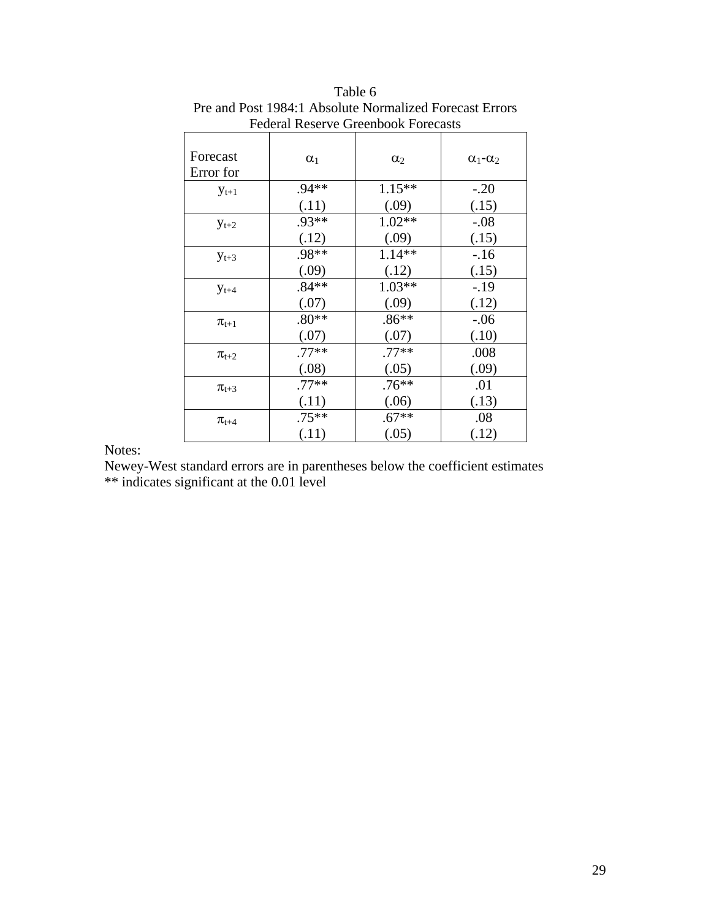Table 6
Pre and Post 1984:1 Absolute Normalized Forecast Errors
Federal Reserve Greenbook Forecasts

| Forecast Error for | $\alpha_1$ | $\alpha_2$ | $\alpha_1$-$\alpha_2$ |
|---|---|---|---|
| $y_{t+1}$ | .94** (.11) | 1.15** (.09) | -.20 (.15) |
| $y_{t+2}$ | .93** (.12) | 1.02** (.09) | -.08 (.15) |
| $y_{t+3}$ | .98** (.09) | 1.14** (.12) | -.16 (.15) |
| $y_{t+4}$ | .84** (.07) | 1.03** (.09) | -.19 (.12) |
| $\pi_{t+1}$ | .80** (.07) | .86** (.07) | -.06 (.10) |
| $\pi_{t+2}$ | .77** (.08) | .77** (.05) | .008 (.09) |
| $\pi_{t+3}$ | .77** (.11) | .76** (.06) | .01 (.13) |
| $\pi_{t+4}$ | .75** (.11) | .67** (.05) | .08 (.12) |

Notes:
Newey-West standard errors are in parentheses below the coefficient estimates
** indicates significant at the 0.01 level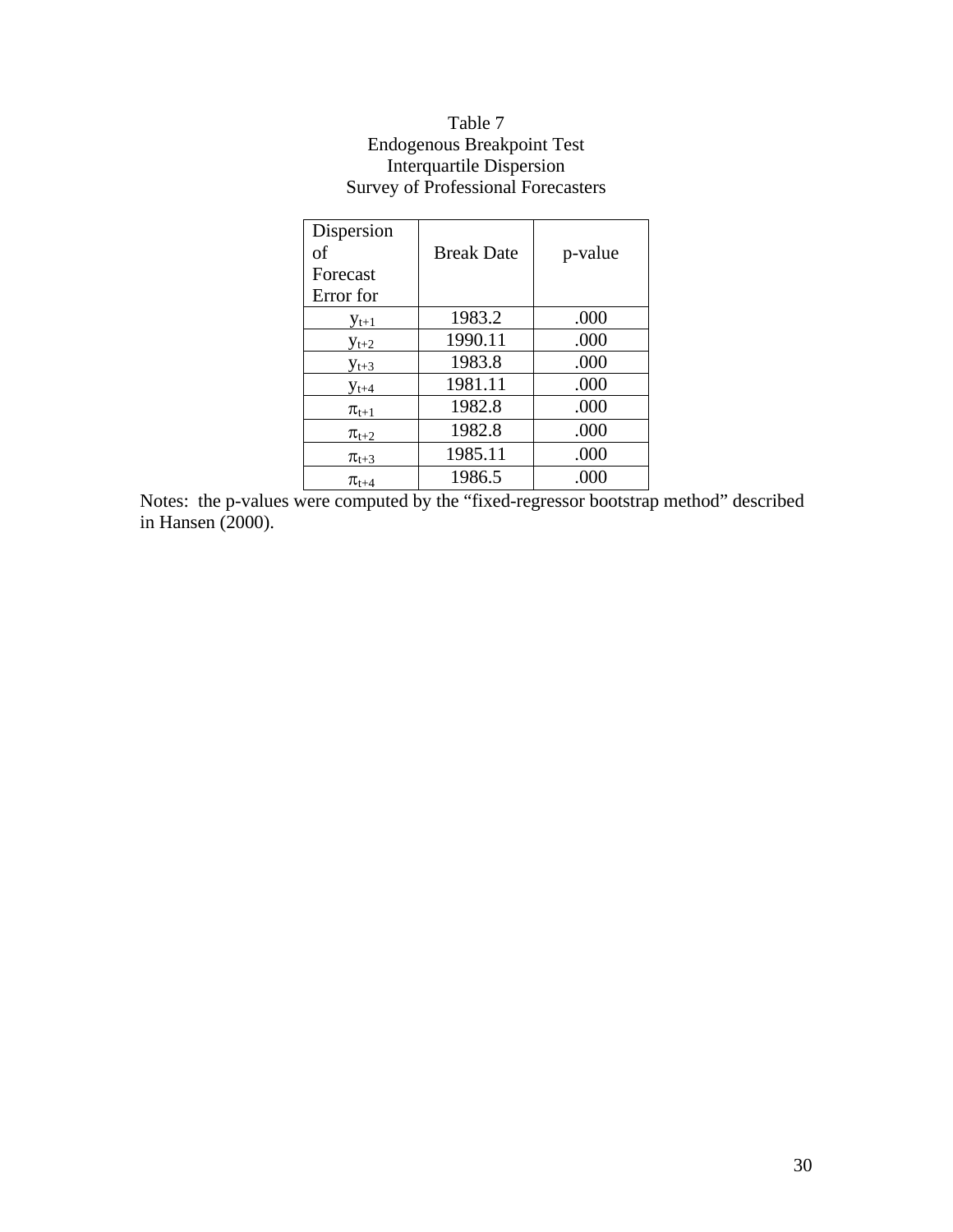Table 7
Endogenous Breakpoint Test
Interquartile Dispersion
Survey of Professional Forecasters

| Dispersion of Forecast Error for | Break Date | p-value |
|---|---|---|
| $y_{t+1}$ | 1983.2 | .000 |
| $y_{t+2}$ | 1990.11 | .000 |
| $y_{t+3}$ | 1983.8 | .000 |
| $y_{t+4}$ | 1981.11 | .000 |
| $\pi_{t+1}$ | 1982.8 | .000 |
| $\pi_{t+2}$ | 1982.8 | .000 |
| $\pi_{t+3}$ | 1985.11 | .000 |
| $\pi_{t+4}$ | 1986.5 | .000 |

Notes: the p-values were computed by the “fixed-regressor bootstrap method” described in Hansen (2000).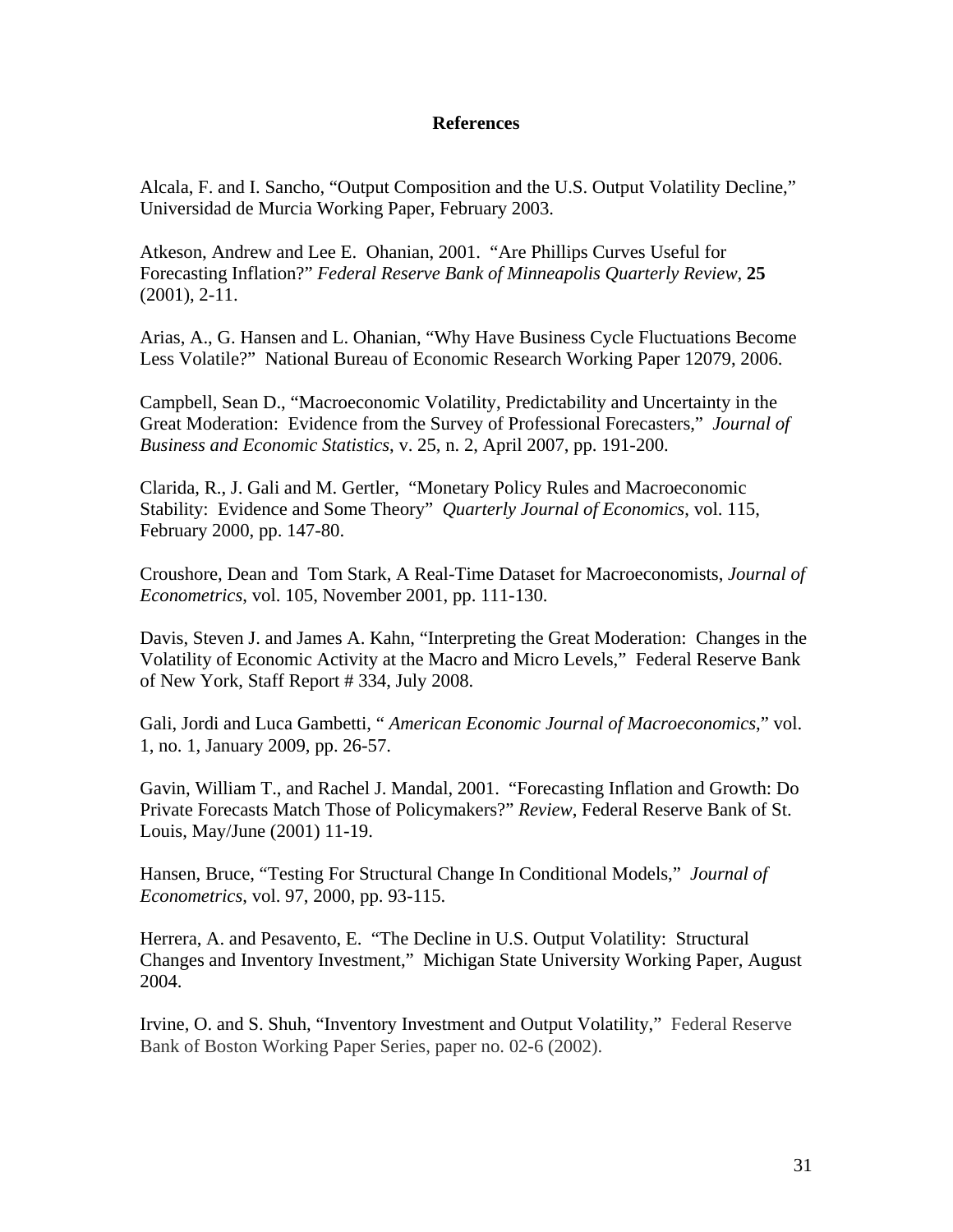# References

Alcala, F. and I. Sancho, "Output Composition and the U.S. Output Volatility Decline," Universidad de Murcia Working Paper, February 2003.

Atkeson, Andrew and Lee E. Ohanian, 2001. "Are Phillips Curves Useful for Forecasting Inflation?" *Federal Reserve Bank of Minneapolis Quarterly Review*, **25** (2001), 2-11.

Arias, A., G. Hansen and L. Ohanian, "Why Have Business Cycle Fluctuations Become Less Volatile?" National Bureau of Economic Research Working Paper 12079, 2006.

Campbell, Sean D., "Macroeconomic Volatility, Predictability and Uncertainty in the Great Moderation: Evidence from the Survey of Professional Forecasters," *Journal of Business and Economic Statistics*, v. 25, n. 2, April 2007, pp. 191-200.

Clarida, R., J. Gali and M. Gertler, "Monetary Policy Rules and Macroeconomic Stability: Evidence and Some Theory" *Quarterly Journal of Economics*, vol. 115, February 2000, pp. 147-80.

Croushore, Dean and Tom Stark, A Real-Time Dataset for Macroeconomists, *Journal of Econometrics*, vol. 105, November 2001, pp. 111-130.

Davis, Steven J. and James A. Kahn, "Interpreting the Great Moderation: Changes in the Volatility of Economic Activity at the Macro and Micro Levels," Federal Reserve Bank of New York, Staff Report # 334, July 2008.

Gali, Jordi and Luca Gambetti, " *American Economic Journal of Macroeconomics*," vol. 1, no. 1, January 2009, pp. 26-57.

Gavin, William T., and Rachel J. Mandal, 2001. "Forecasting Inflation and Growth: Do Private Forecasts Match Those of Policymakers?" *Review*, Federal Reserve Bank of St. Louis, May/June (2001) 11-19.

Hansen, Bruce, "Testing For Structural Change In Conditional Models," *Journal of Econometrics*, vol. 97, 2000, pp. 93-115.

Herrera, A. and Pesavento, E. "The Decline in U.S. Output Volatility: Structural Changes and Inventory Investment," Michigan State University Working Paper, August 2004.

Irvine, O. and S. Shuh, "Inventory Investment and Output Volatility," Federal Reserve Bank of Boston Working Paper Series, paper no. 02-6 (2002).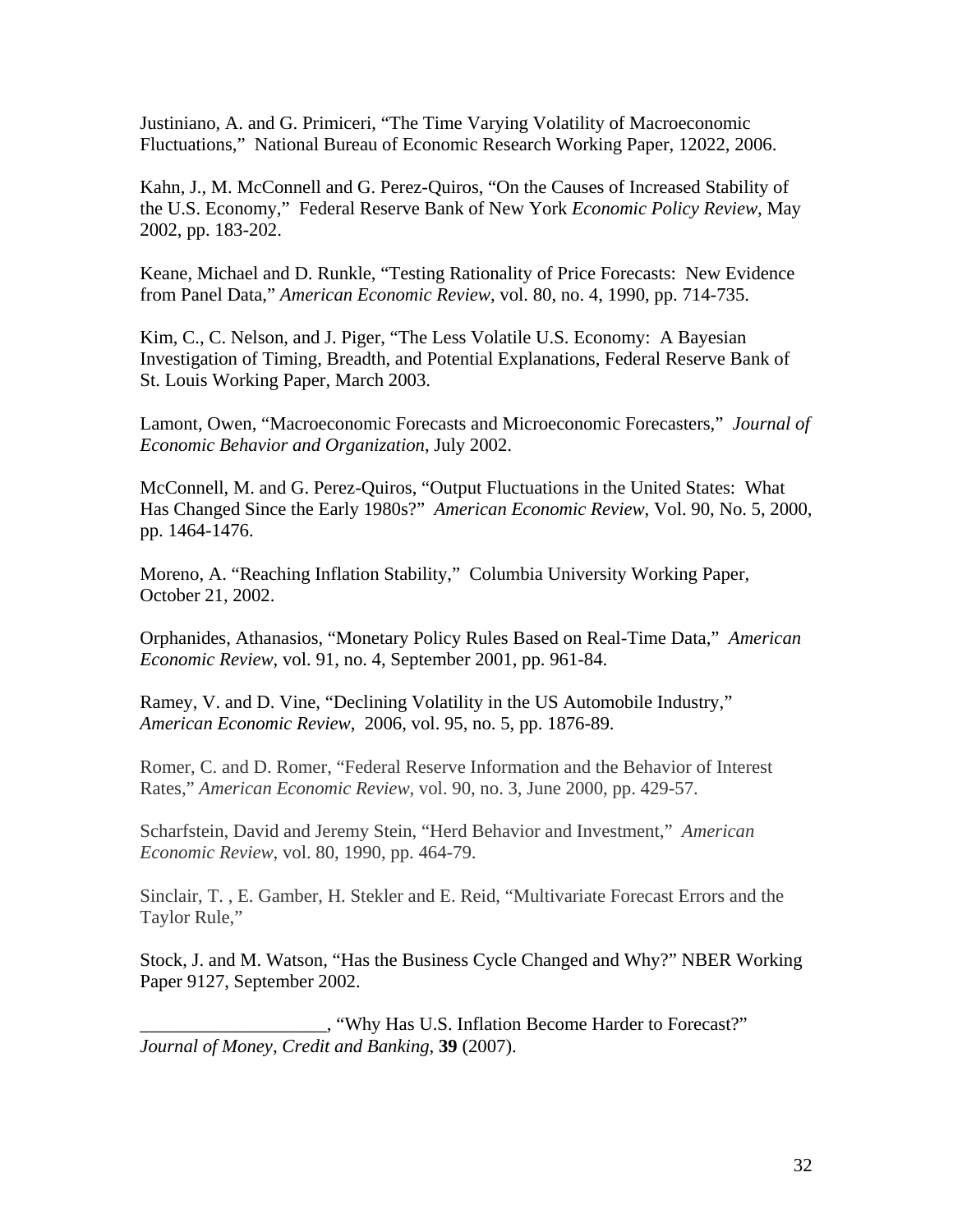Justiniano, A. and G. Primiceri, “The Time Varying Volatility of Macroeconomic Fluctuations,” National Bureau of Economic Research Working Paper, 12022, 2006.

Kahn, J., M. McConnell and G. Perez-Quiros, “On the Causes of Increased Stability of the U.S. Economy,” Federal Reserve Bank of New York *Economic Policy Review*, May 2002, pp. 183-202.

Keane, Michael and D. Runkle, “Testing Rationality of Price Forecasts: New Evidence from Panel Data,” *American Economic Review*, vol. 80, no. 4, 1990, pp. 714-735.

Kim, C., C. Nelson, and J. Piger, “The Less Volatile U.S. Economy: A Bayesian Investigation of Timing, Breadth, and Potential Explanations, Federal Reserve Bank of St. Louis Working Paper, March 2003.

Lamont, Owen, “Macroeconomic Forecasts and Microeconomic Forecasters,” *Journal of Economic Behavior and Organization*, July 2002.

McConnell, M. and G. Perez-Quiros, “Output Fluctuations in the United States: What Has Changed Since the Early 1980s?” *American Economic Review*, Vol. 90, No. 5, 2000, pp. 1464-1476.

Moreno, A. “Reaching Inflation Stability,” Columbia University Working Paper, October 21, 2002.

Orphanides, Athanasios, “Monetary Policy Rules Based on Real-Time Data,” *American Economic Review*, vol. 91, no. 4, September 2001, pp. 961-84.

Ramey, V. and D. Vine, “Declining Volatility in the US Automobile Industry,” *American Economic Review*, 2006, vol. 95, no. 5, pp. 1876-89.

Romer, C. and D. Romer, “Federal Reserve Information and the Behavior of Interest Rates,” *American Economic Review*, vol. 90, no. 3, June 2000, pp. 429-57.

Scharfstein, David and Jeremy Stein, “Herd Behavior and Investment,” *American Economic Review*, vol. 80, 1990, pp. 464-79.

Sinclair, T. , E. Gamber, H. Stekler and E. Reid, “Multivariate Forecast Errors and the Taylor Rule,”

Stock, J. and M. Watson, “Has the Business Cycle Changed and Why?” NBER Working Paper 9127, September 2002.

___________________, “Why Has U.S. Inflation Become Harder to Forecast?” *Journal of Money, Credit and Banking*, **39** (2007).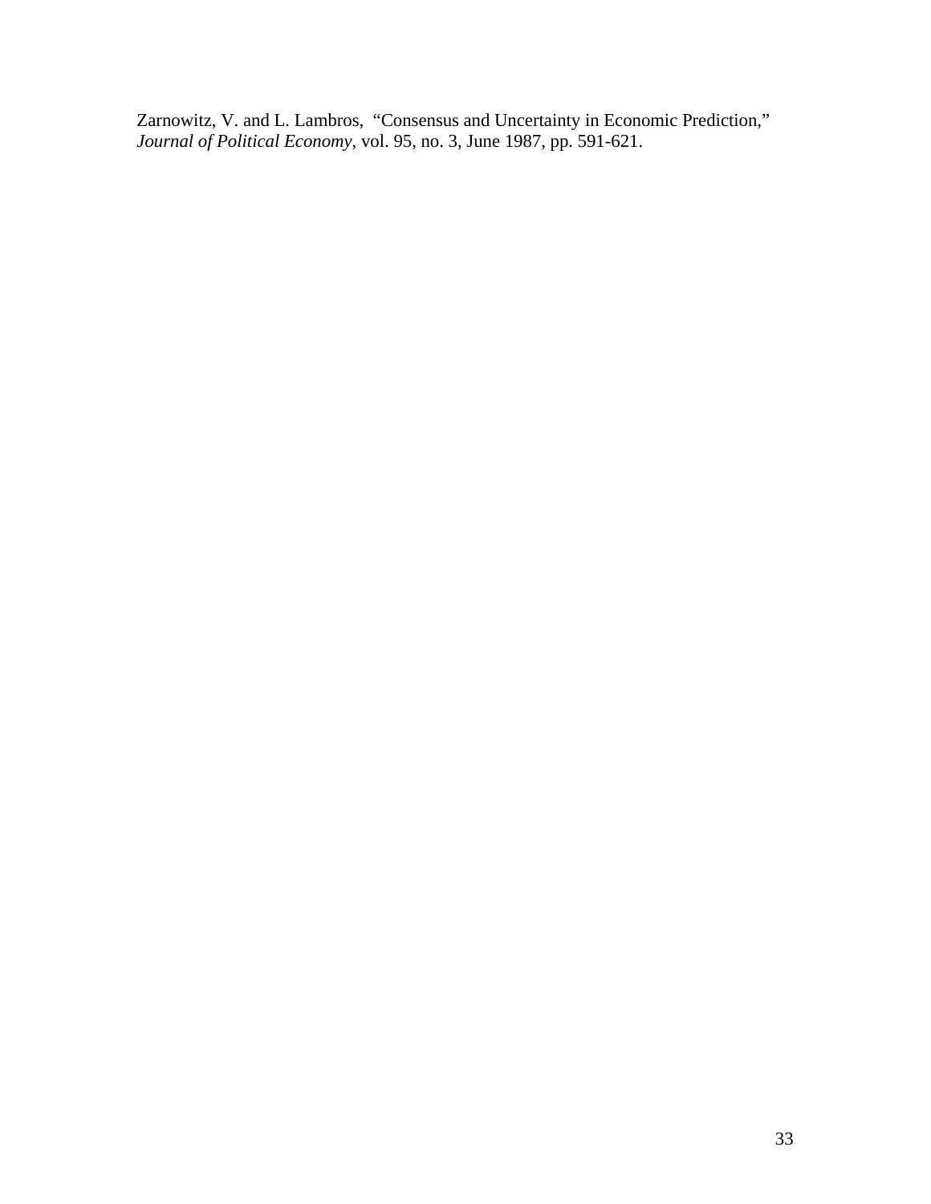Zarnowitz, V. and L. Lambros, "Consensus and Uncertainty in Economic Prediction," *Journal of Political Economy*, vol. 95, no. 3, June 1987, pp. 591-621.